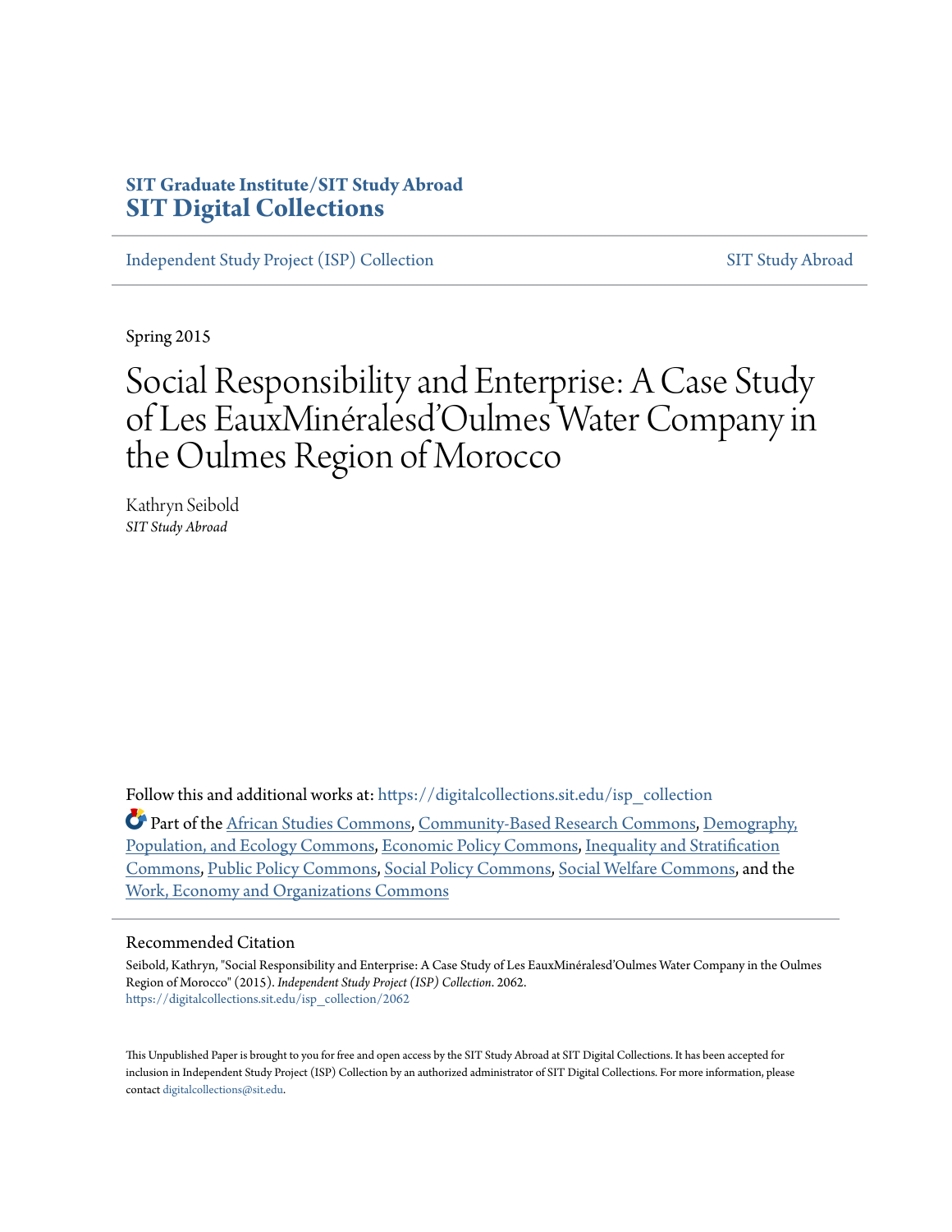**SIT Graduate Institute/SIT Study Abroad**
**SIT Digital Collections**

Independent Study Project (ISP) Collection SIT Study Abroad

Spring 2015

# Social Responsibility and Enterprise: A Case Study of Les EauxMinéralesd'Oulmes Water Company in the Oulmes Region of Morocco

Kathryn Seibold
*SIT Study Abroad*

Follow this and additional works at: https://digitalcollections.sit.edu/isp_collection

Part of the African Studies Commons, Community-Based Research Commons, Demography, Population, and Ecology Commons, Economic Policy Commons, Inequality and Stratification Commons, Public Policy Commons, Social Policy Commons, Social Welfare Commons, and the Work, Economy and Organizations Commons

## Recommended Citation

Seibold, Kathryn, "Social Responsibility and Enterprise: A Case Study of Les EauxMinéralesd'Oulmes Water Company in the Oulmes Region of Morocco" (2015). *Independent Study Project (ISP) Collection*. 2062.
https://digitalcollections.sit.edu/isp_collection/2062

This Unpublished Paper is brought to you for free and open access by the SIT Study Abroad at SIT Digital Collections. It has been accepted for inclusion in Independent Study Project (ISP) Collection by an authorized administrator of SIT Digital Collections. For more information, please contact digitalcollections@sit.edu.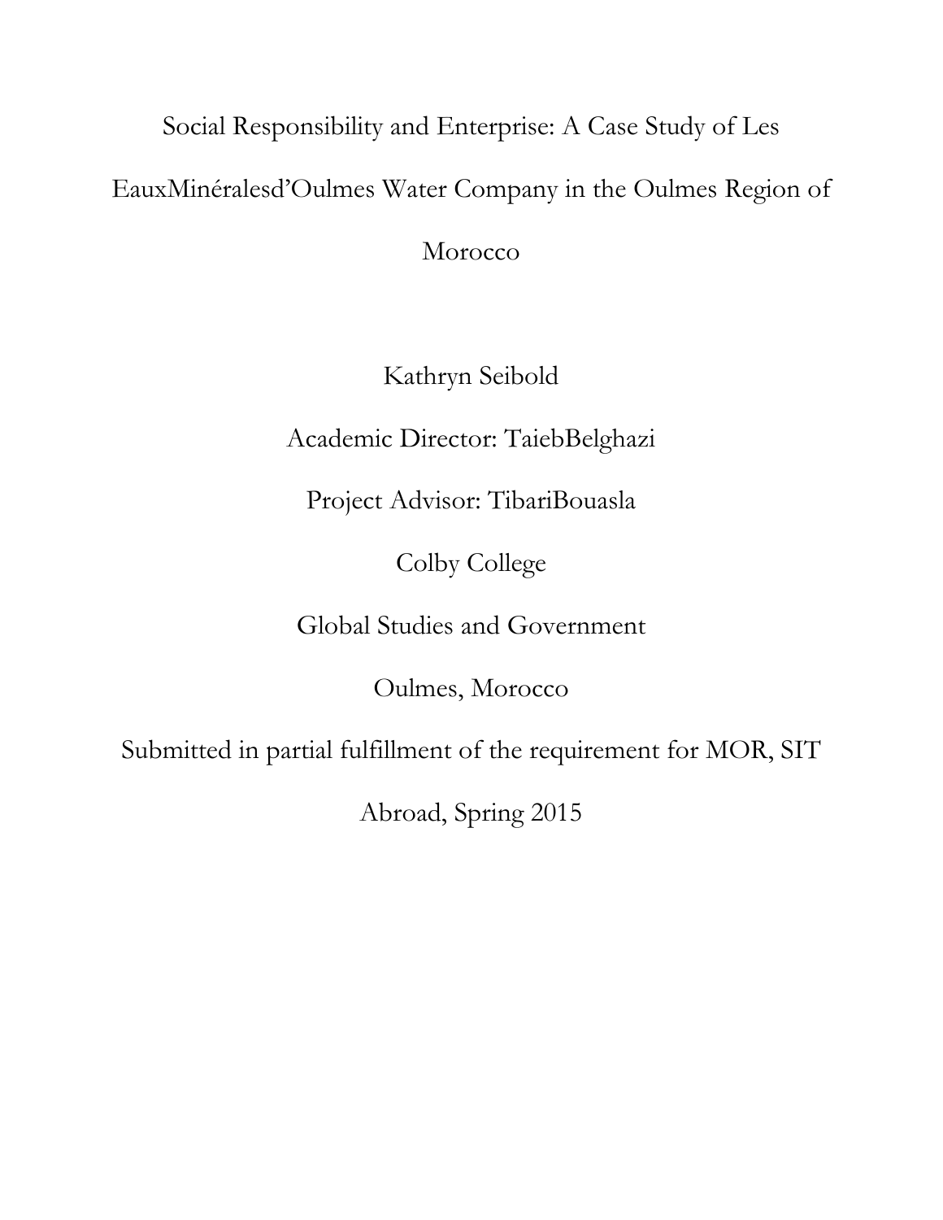Social Responsibility and Enterprise: A Case Study of Les EauxMinéralesd'Oulmes Water Company in the Oulmes Region of Morocco

Kathryn Seibold

Academic Director: TaiebBelghazi

Project Advisor: TibariBouasla

Colby College

Global Studies and Government

Oulmes, Morocco

Submitted in partial fulfillment of the requirement for MOR, SIT Abroad, Spring 2015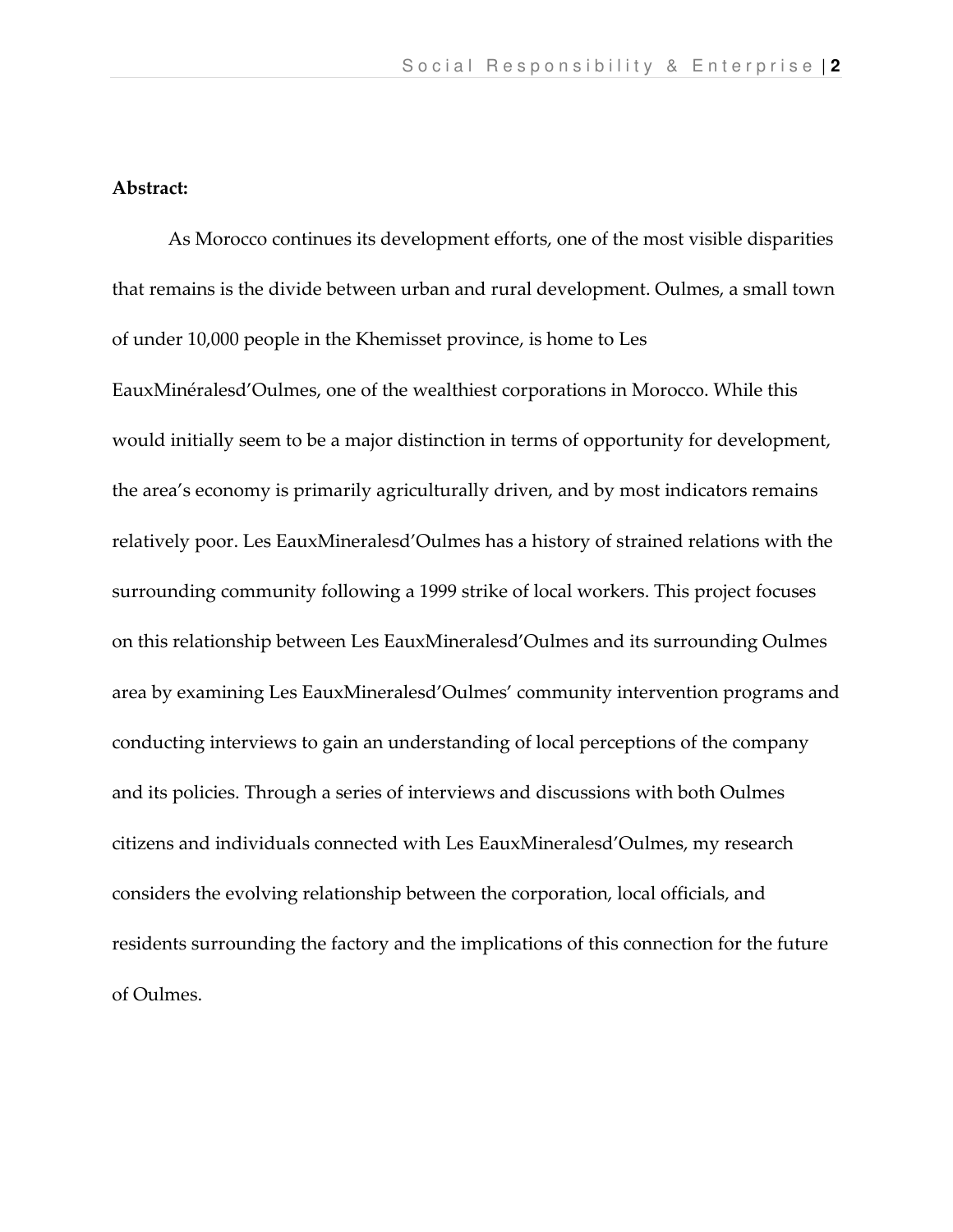**Abstract:**

As Morocco continues its development efforts, one of the most visible disparities that remains is the divide between urban and rural development. Oulmes, a small town of under 10,000 people in the Khemisset province, is home to Les EauxMinéralesd'Oulmes, one of the wealthiest corporations in Morocco. While this would initially seem to be a major distinction in terms of opportunity for development, the area's economy is primarily agriculturally driven, and by most indicators remains relatively poor. Les EauxMineralesd'Oulmes has a history of strained relations with the surrounding community following a 1999 strike of local workers. This project focuses on this relationship between Les EauxMineralesd'Oulmes and its surrounding Oulmes area by examining Les EauxMineralesd'Oulmes' community intervention programs and conducting interviews to gain an understanding of local perceptions of the company and its policies. Through a series of interviews and discussions with both Oulmes citizens and individuals connected with Les EauxMineralesd'Oulmes, my research considers the evolving relationship between the corporation, local officials, and residents surrounding the factory and the implications of this connection for the future of Oulmes.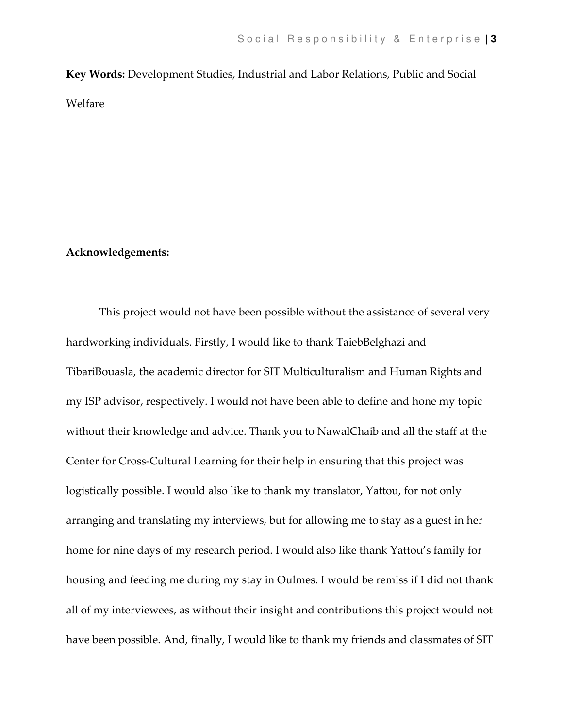**Key Words:** Development Studies, Industrial and Labor Relations, Public and Social Welfare

**Acknowledgements:**

This project would not have been possible without the assistance of several very hardworking individuals. Firstly, I would like to thank TaiebBelghazi and TibariBouasla, the academic director for SIT Multiculturalism and Human Rights and my ISP advisor, respectively. I would not have been able to define and hone my topic without their knowledge and advice. Thank you to NawalChaib and all the staff at the Center for Cross-Cultural Learning for their help in ensuring that this project was logistically possible. I would also like to thank my translator, Yattou, for not only arranging and translating my interviews, but for allowing me to stay as a guest in her home for nine days of my research period. I would also like thank Yattou's family for housing and feeding me during my stay in Oulmes. I would be remiss if I did not thank all of my interviewees, as without their insight and contributions this project would not have been possible. And, finally, I would like to thank my friends and classmates of SIT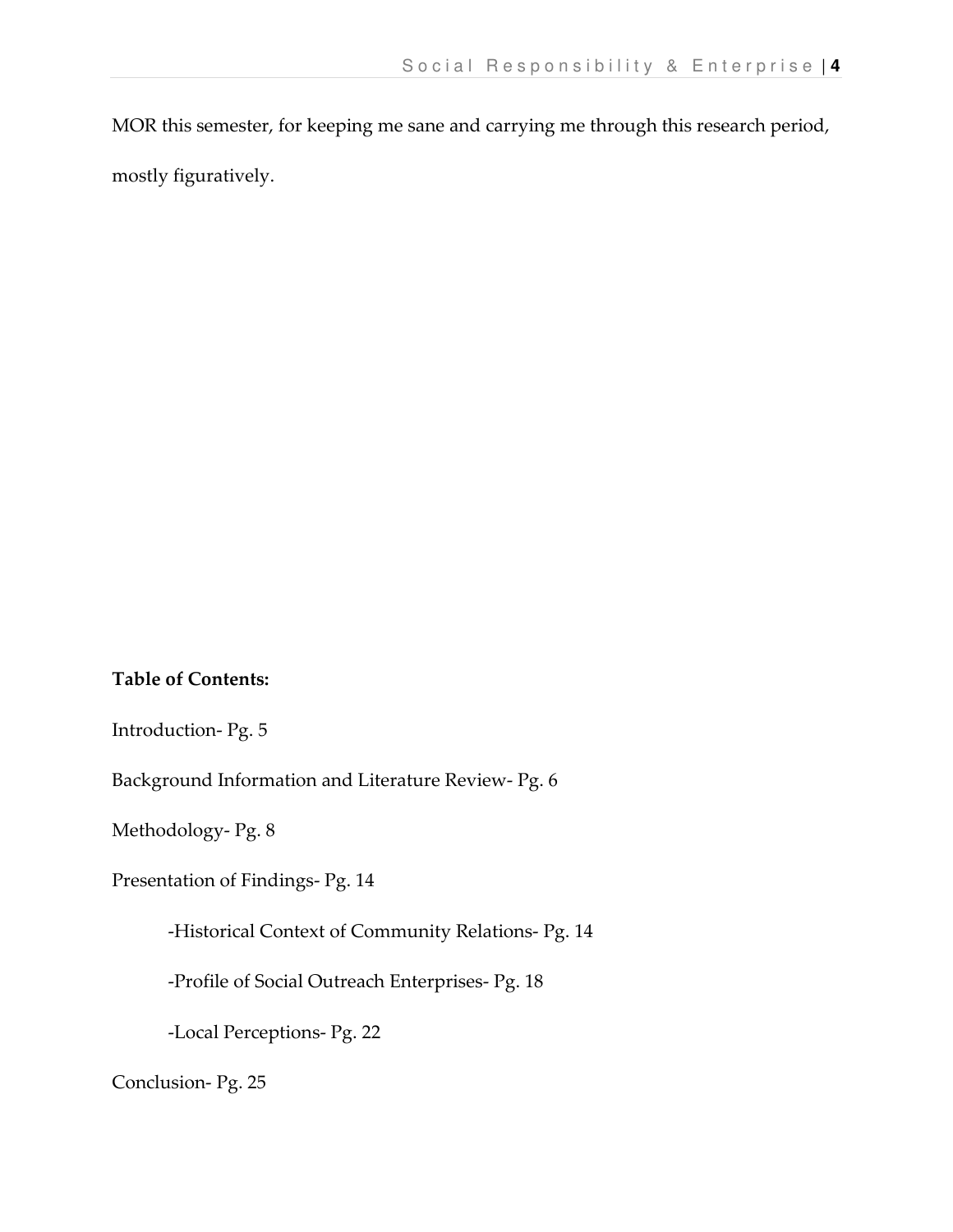MOR this semester, for keeping me sane and carrying me through this research period, mostly figuratively.

**Table of Contents:**

Introduction- Pg. 5

Background Information and Literature Review- Pg. 6

Methodology- Pg. 8

Presentation of Findings- Pg. 14

-Historical Context of Community Relations- Pg. 14

-Profile of Social Outreach Enterprises- Pg. 18

-Local Perceptions- Pg. 22

Conclusion- Pg. 25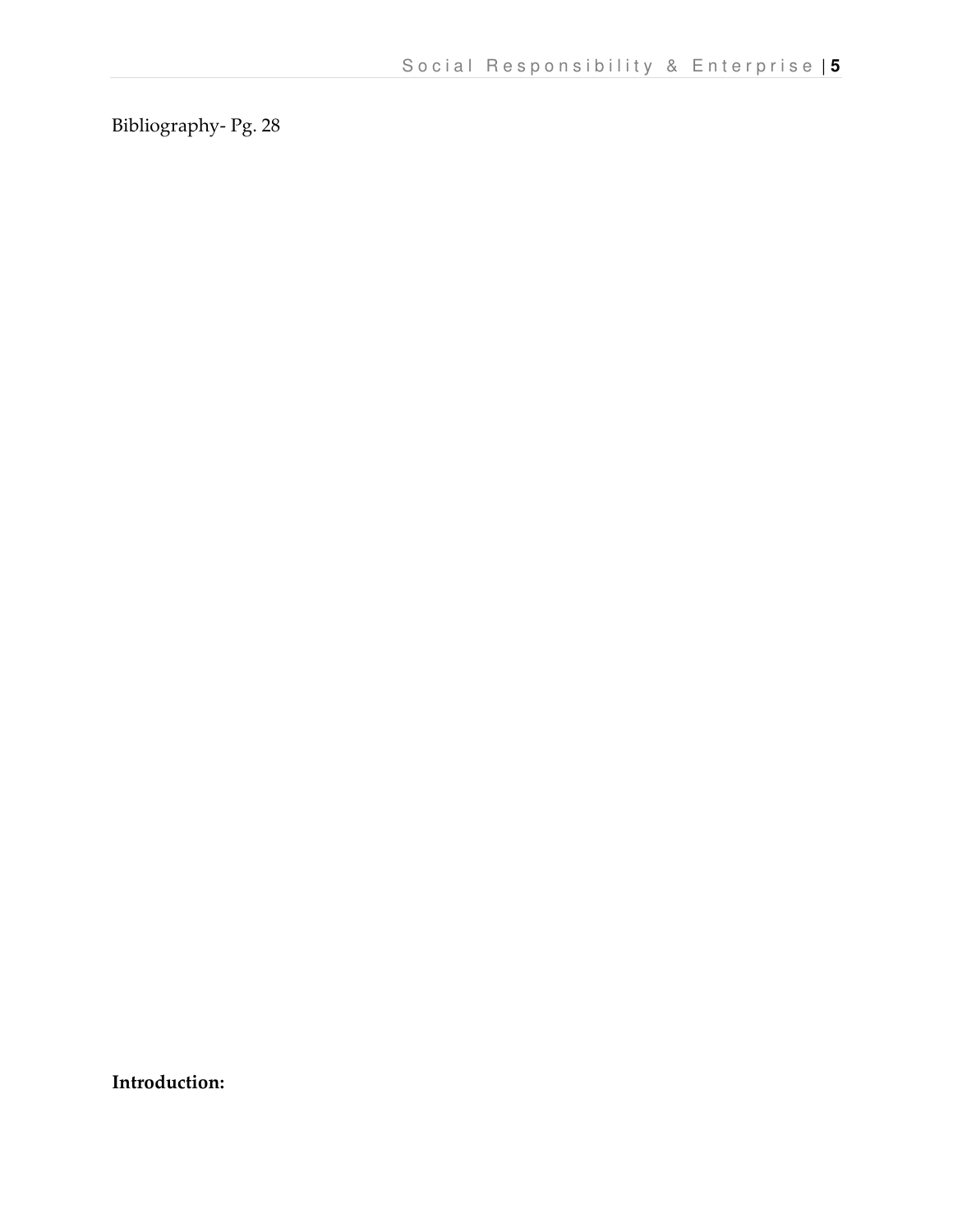Bibliography- Pg. 28

**Introduction:**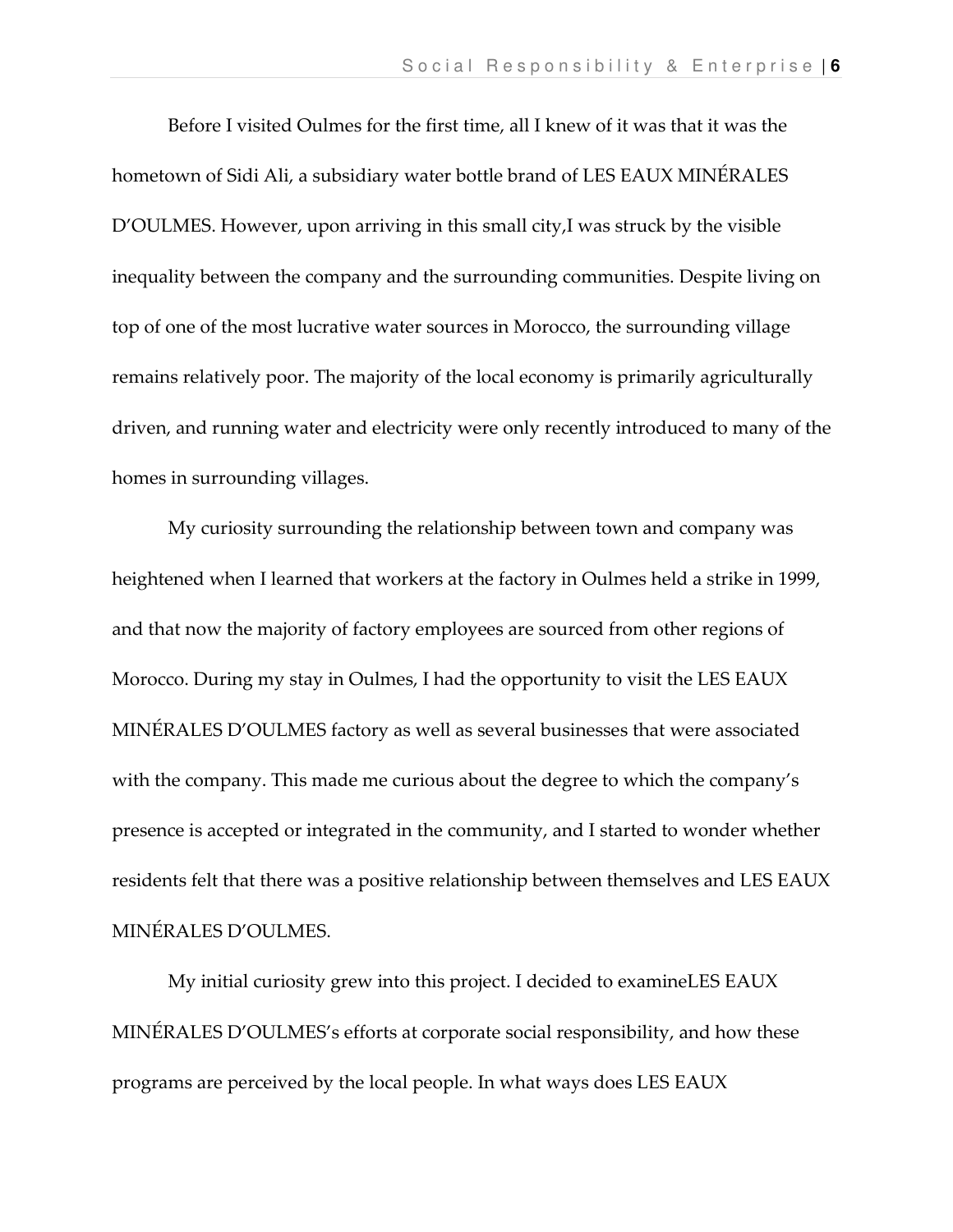Before I visited Oulmes for the first time, all I knew of it was that it was the hometown of Sidi Ali, a subsidiary water bottle brand of LES EAUX MINÉRALES D'OULMES. However, upon arriving in this small city,I was struck by the visible inequality between the company and the surrounding communities. Despite living on top of one of the most lucrative water sources in Morocco, the surrounding village remains relatively poor. The majority of the local economy is primarily agriculturally driven, and running water and electricity were only recently introduced to many of the homes in surrounding villages.

My curiosity surrounding the relationship between town and company was heightened when I learned that workers at the factory in Oulmes held a strike in 1999, and that now the majority of factory employees are sourced from other regions of Morocco. During my stay in Oulmes, I had the opportunity to visit the LES EAUX MINÉRALES D'OULMES factory as well as several businesses that were associated with the company. This made me curious about the degree to which the company's presence is accepted or integrated in the community, and I started to wonder whether residents felt that there was a positive relationship between themselves and LES EAUX MINÉRALES D'OULMES.

My initial curiosity grew into this project. I decided to examineLES EAUX MINÉRALES D'OULMES's efforts at corporate social responsibility, and how these programs are perceived by the local people. In what ways does LES EAUX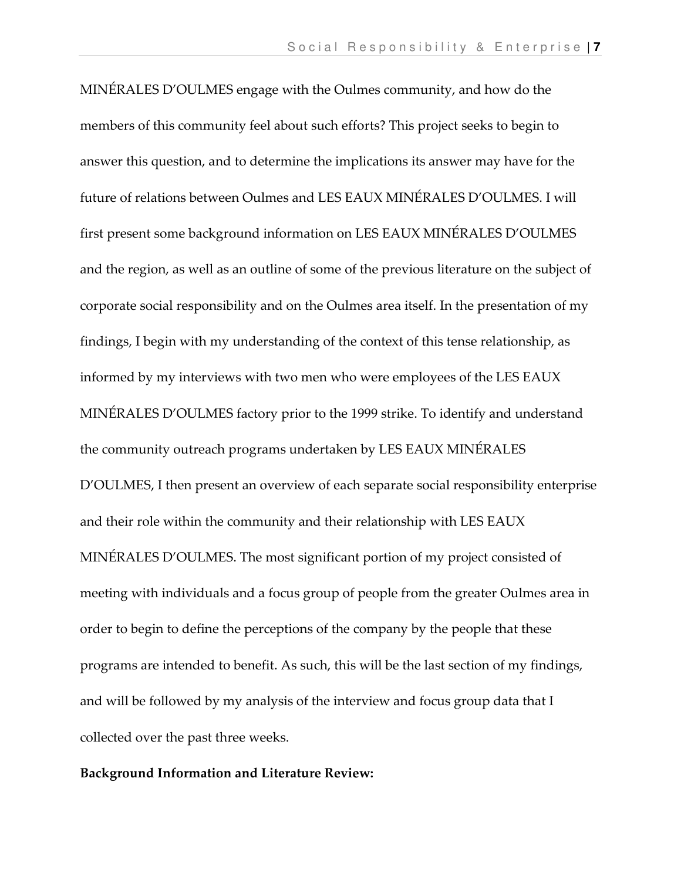MINÉRALES D'OULMES engage with the Oulmes community, and how do the members of this community feel about such efforts? This project seeks to begin to answer this question, and to determine the implications its answer may have for the future of relations between Oulmes and LES EAUX MINÉRALES D'OULMES. I will first present some background information on LES EAUX MINÉRALES D'OULMES and the region, as well as an outline of some of the previous literature on the subject of corporate social responsibility and on the Oulmes area itself. In the presentation of my findings, I begin with my understanding of the context of this tense relationship, as informed by my interviews with two men who were employees of the LES EAUX MINÉRALES D'OULMES factory prior to the 1999 strike. To identify and understand the community outreach programs undertaken by LES EAUX MINÉRALES D'OULMES, I then present an overview of each separate social responsibility enterprise and their role within the community and their relationship with LES EAUX MINÉRALES D'OULMES. The most significant portion of my project consisted of meeting with individuals and a focus group of people from the greater Oulmes area in order to begin to define the perceptions of the company by the people that these programs are intended to benefit. As such, this will be the last section of my findings, and will be followed by my analysis of the interview and focus group data that I collected over the past three weeks.

**Background Information and Literature Review:**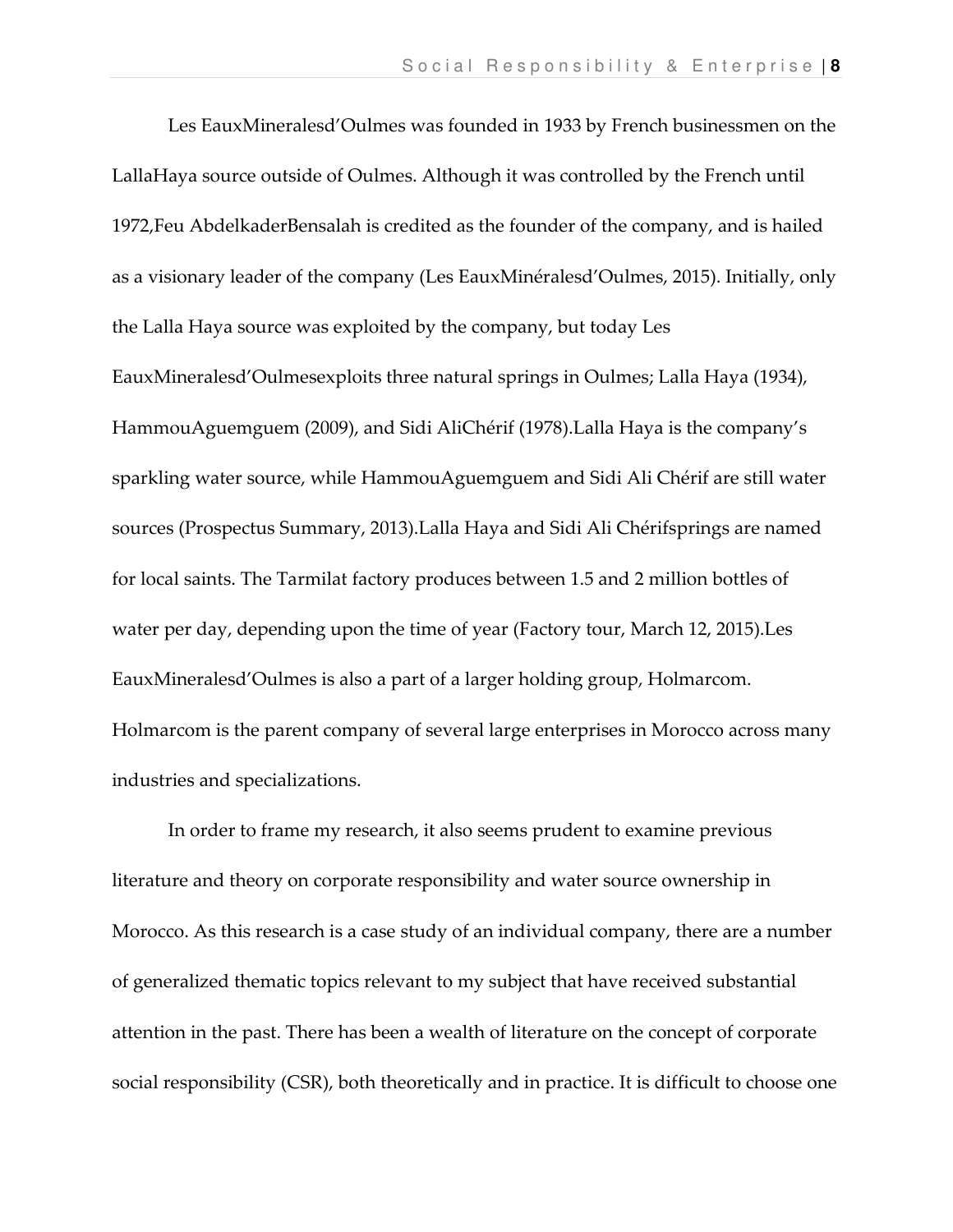Les EauxMineralesd'Oulmes was founded in 1933 by French businessmen on the LallaHaya source outside of Oulmes. Although it was controlled by the French until 1972,Feu AbdelkaderBensalah is credited as the founder of the company, and is hailed as a visionary leader of the company (Les EauxMinéralesd'Oulmes, 2015). Initially, only the Lalla Haya source was exploited by the company, but today Les EauxMineralesd'Oulmesexploits three natural springs in Oulmes; Lalla Haya (1934), HammouAguemguem (2009), and Sidi AliChérif (1978).Lalla Haya is the company's sparkling water source, while HammouAguemguem and Sidi Ali Chérif are still water sources (Prospectus Summary, 2013).Lalla Haya and Sidi Ali Chérifsprings are named for local saints. The Tarmilat factory produces between 1.5 and 2 million bottles of water per day, depending upon the time of year (Factory tour, March 12, 2015).Les EauxMineralesd'Oulmes is also a part of a larger holding group, Holmarcom. Holmarcom is the parent company of several large enterprises in Morocco across many industries and specializations.

In order to frame my research, it also seems prudent to examine previous literature and theory on corporate responsibility and water source ownership in Morocco. As this research is a case study of an individual company, there are a number of generalized thematic topics relevant to my subject that have received substantial attention in the past. There has been a wealth of literature on the concept of corporate social responsibility (CSR), both theoretically and in practice. It is difficult to choose one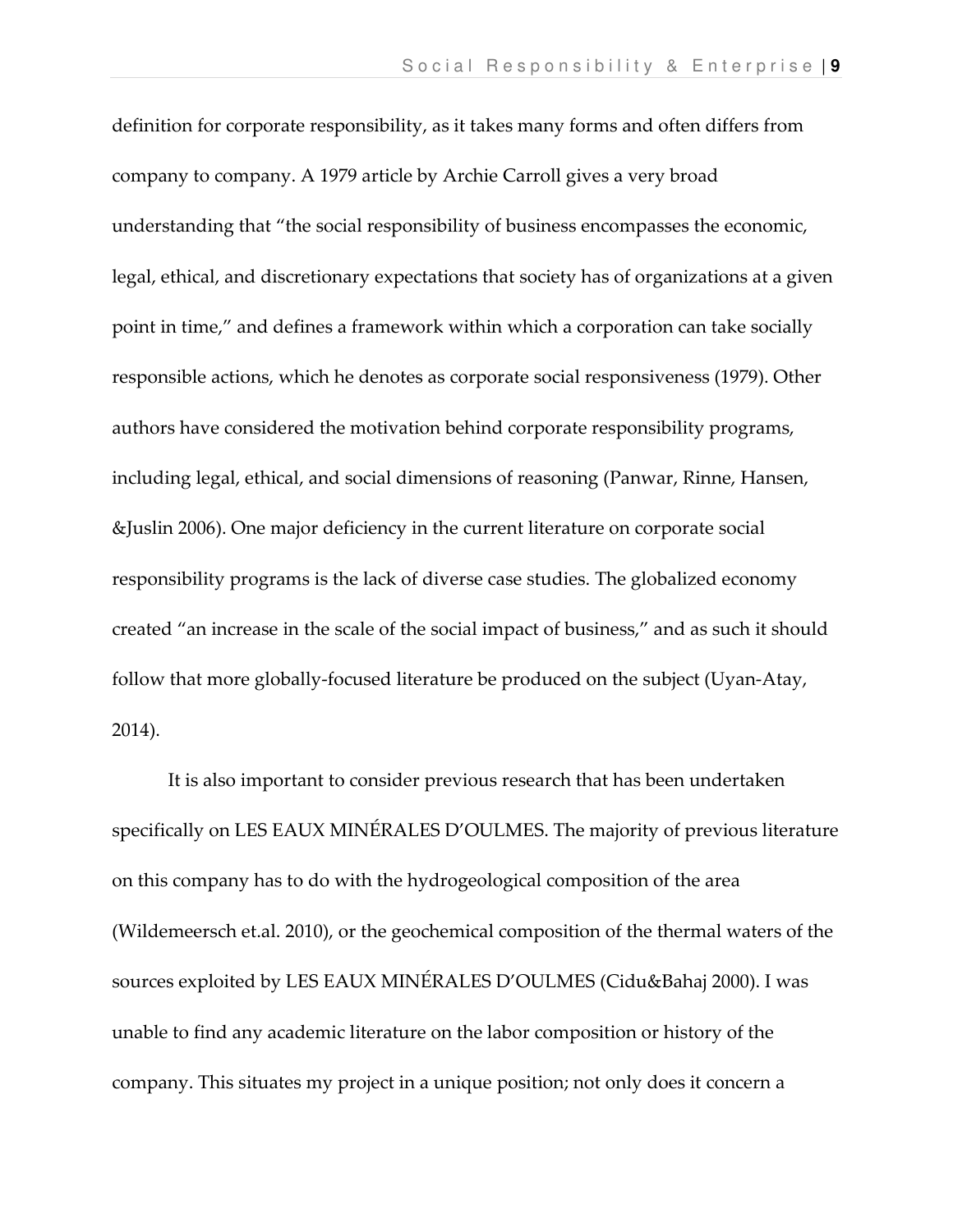definition for corporate responsibility, as it takes many forms and often differs from company to company. A 1979 article by Archie Carroll gives a very broad understanding that "the social responsibility of business encompasses the economic, legal, ethical, and discretionary expectations that society has of organizations at a given point in time," and defines a framework within which a corporation can take socially responsible actions, which he denotes as corporate social responsiveness (1979). Other authors have considered the motivation behind corporate responsibility programs, including legal, ethical, and social dimensions of reasoning (Panwar, Rinne, Hansen, &Juslin 2006). One major deficiency in the current literature on corporate social responsibility programs is the lack of diverse case studies. The globalized economy created "an increase in the scale of the social impact of business," and as such it should follow that more globally-focused literature be produced on the subject (Uyan-Atay, 2014).

It is also important to consider previous research that has been undertaken specifically on LES EAUX MINÉRALES D'OULMES. The majority of previous literature on this company has to do with the hydrogeological composition of the area (Wildemeersch et.al. 2010), or the geochemical composition of the thermal waters of the sources exploited by LES EAUX MINÉRALES D'OULMES (Cidu&Bahaj 2000). I was unable to find any academic literature on the labor composition or history of the company. This situates my project in a unique position; not only does it concern a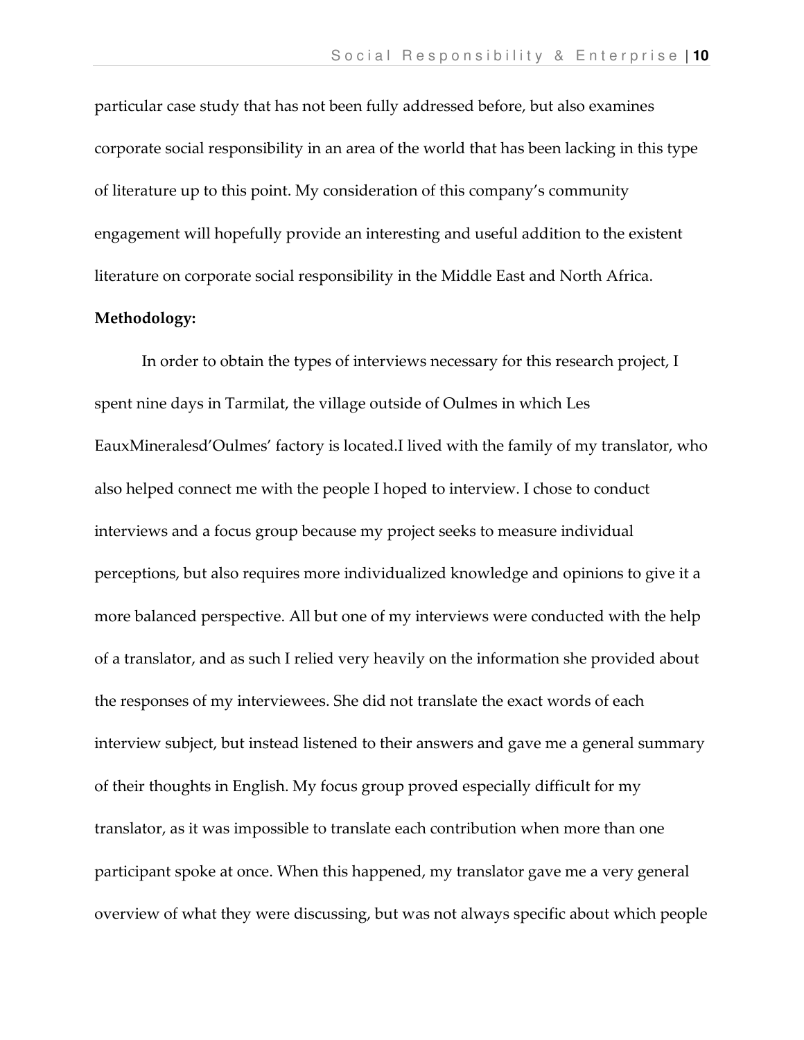particular case study that has not been fully addressed before, but also examines corporate social responsibility in an area of the world that has been lacking in this type of literature up to this point. My consideration of this company's community engagement will hopefully provide an interesting and useful addition to the existent literature on corporate social responsibility in the Middle East and North Africa.

**Methodology:**

In order to obtain the types of interviews necessary for this research project, I spent nine days in Tarmilat, the village outside of Oulmes in which Les EauxMineralesd'Oulmes' factory is located.I lived with the family of my translator, who also helped connect me with the people I hoped to interview. I chose to conduct interviews and a focus group because my project seeks to measure individual perceptions, but also requires more individualized knowledge and opinions to give it a more balanced perspective. All but one of my interviews were conducted with the help of a translator, and as such I relied very heavily on the information she provided about the responses of my interviewees. She did not translate the exact words of each interview subject, but instead listened to their answers and gave me a general summary of their thoughts in English. My focus group proved especially difficult for my translator, as it was impossible to translate each contribution when more than one participant spoke at once. When this happened, my translator gave me a very general overview of what they were discussing, but was not always specific about which people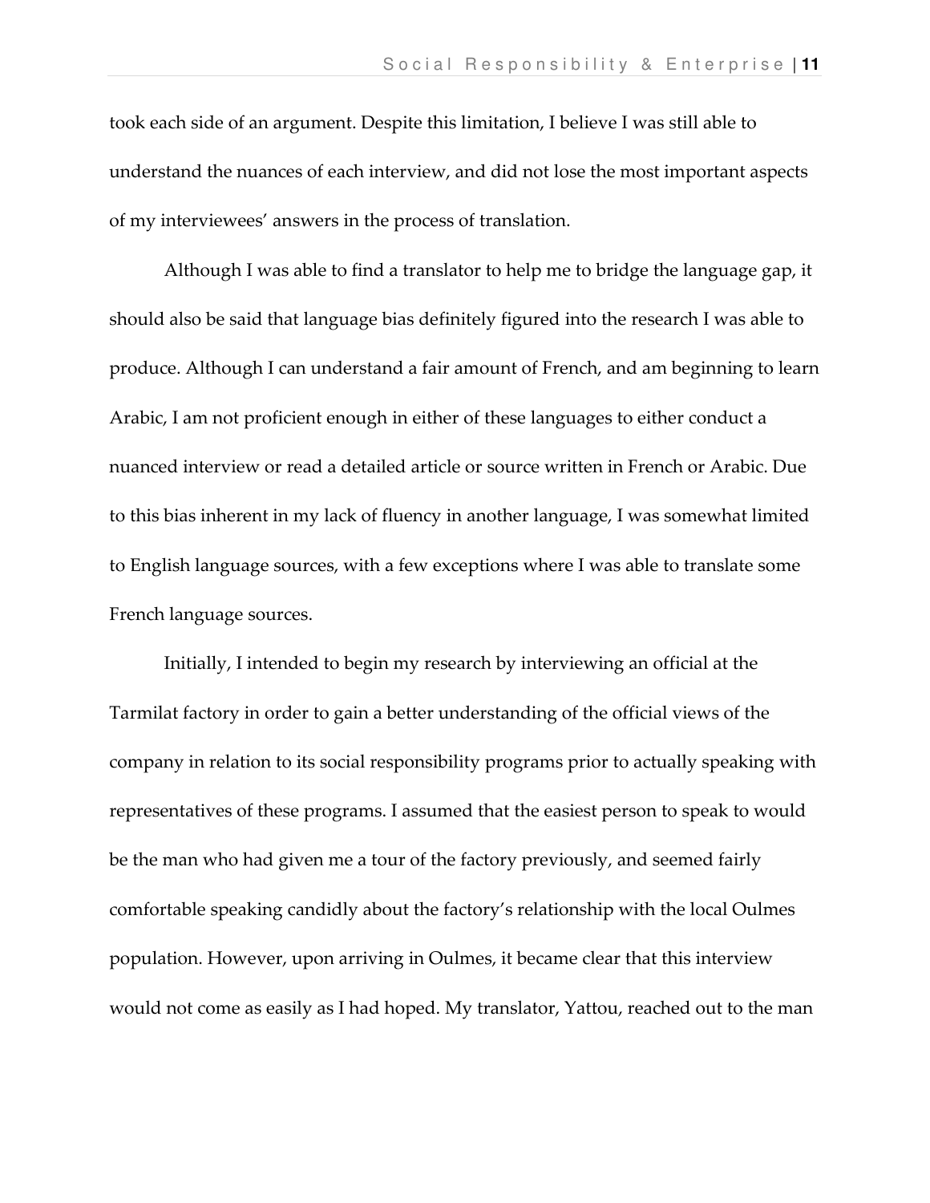took each side of an argument. Despite this limitation, I believe I was still able to understand the nuances of each interview, and did not lose the most important aspects of my interviewees' answers in the process of translation.

Although I was able to find a translator to help me to bridge the language gap, it should also be said that language bias definitely figured into the research I was able to produce. Although I can understand a fair amount of French, and am beginning to learn Arabic, I am not proficient enough in either of these languages to either conduct a nuanced interview or read a detailed article or source written in French or Arabic. Due to this bias inherent in my lack of fluency in another language, I was somewhat limited to English language sources, with a few exceptions where I was able to translate some French language sources.

Initially, I intended to begin my research by interviewing an official at the Tarmilat factory in order to gain a better understanding of the official views of the company in relation to its social responsibility programs prior to actually speaking with representatives of these programs. I assumed that the easiest person to speak to would be the man who had given me a tour of the factory previously, and seemed fairly comfortable speaking candidly about the factory's relationship with the local Oulmes population. However, upon arriving in Oulmes, it became clear that this interview would not come as easily as I had hoped. My translator, Yattou, reached out to the man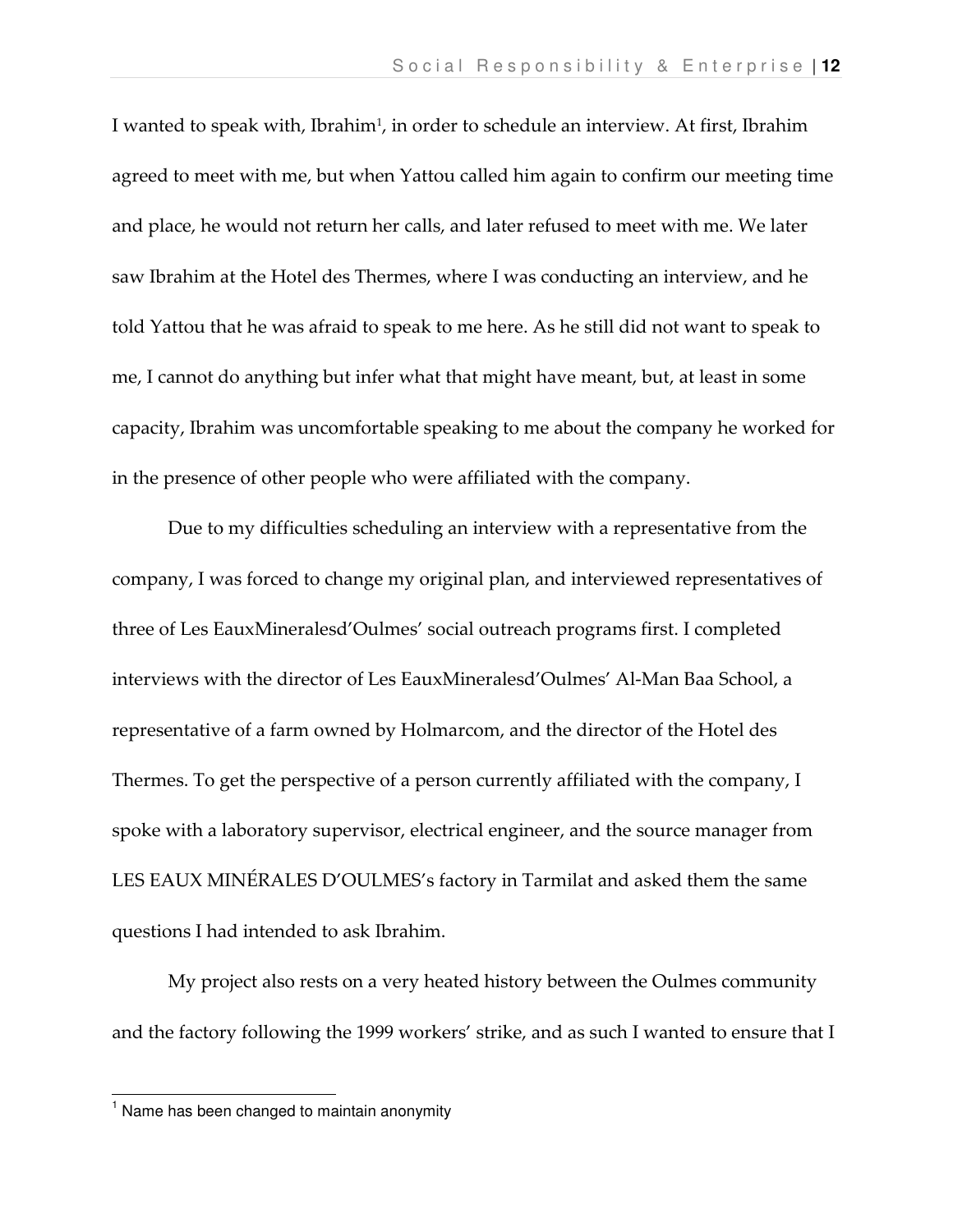I wanted to speak with, Ibrahim[1], in order to schedule an interview. At first, Ibrahim agreed to meet with me, but when Yattou called him again to confirm our meeting time and place, he would not return her calls, and later refused to meet with me. We later saw Ibrahim at the Hotel des Thermes, where I was conducting an interview, and he told Yattou that he was afraid to speak to me here. As he still did not want to speak to me, I cannot do anything but infer what that might have meant, but, at least in some capacity, Ibrahim was uncomfortable speaking to me about the company he worked for in the presence of other people who were affiliated with the company.

Due to my difficulties scheduling an interview with a representative from the company, I was forced to change my original plan, and interviewed representatives of three of Les EauxMineralesd'Oulmes' social outreach programs first. I completed interviews with the director of Les EauxMineralesd'Oulmes' Al-Man Baa School, a representative of a farm owned by Holmarcom, and the director of the Hotel des Thermes. To get the perspective of a person currently affiliated with the company, I spoke with a laboratory supervisor, electrical engineer, and the source manager from LES EAUX MINÉRALES D'OULMES's factory in Tarmilat and asked them the same questions I had intended to ask Ibrahim.

My project also rests on a very heated history between the Oulmes community and the factory following the 1999 workers' strike, and as such I wanted to ensure that I

[1] Name has been changed to maintain anonymity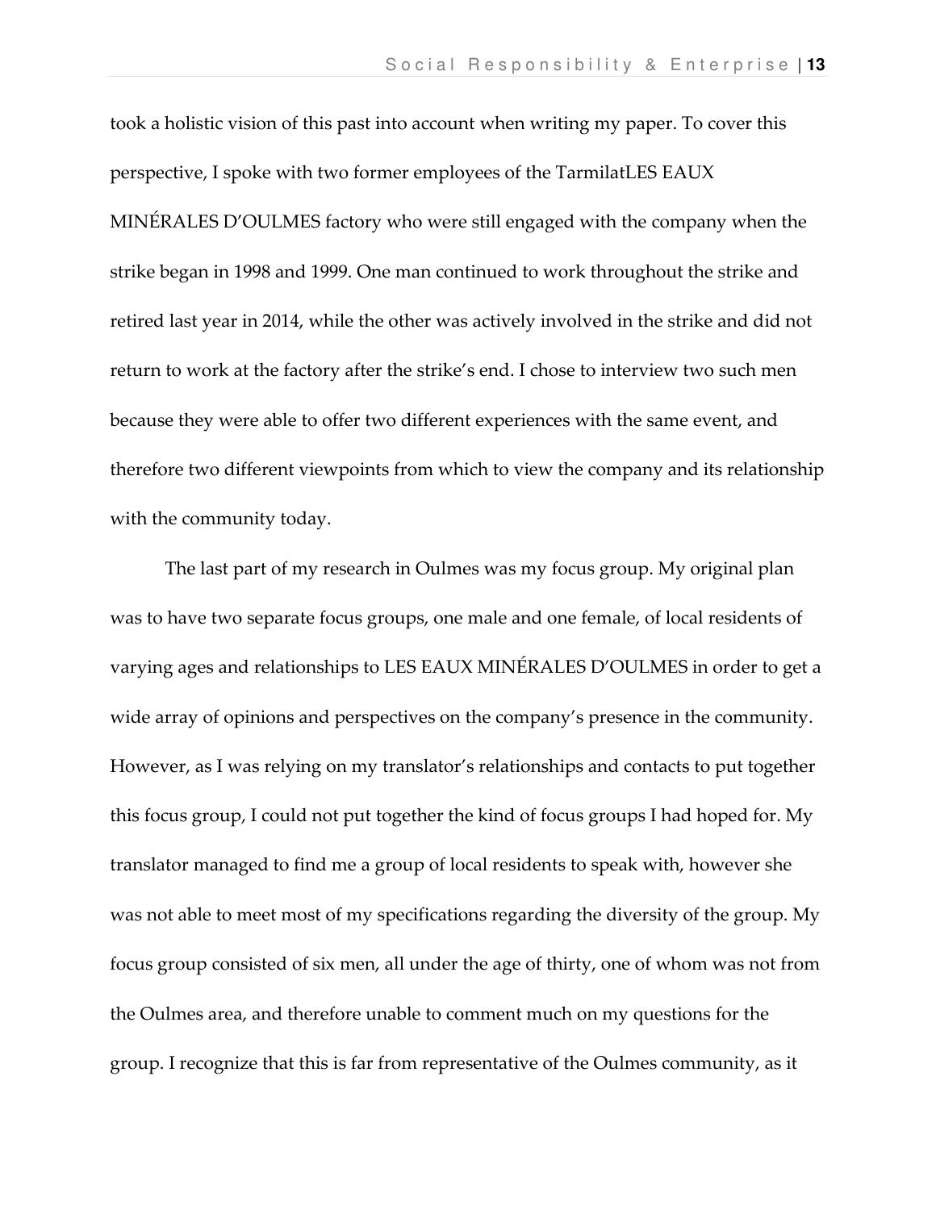took a holistic vision of this past into account when writing my paper. To cover this perspective, I spoke with two former employees of the TarmilatLES EAUX MINÉRALES D'OULMES factory who were still engaged with the company when the strike began in 1998 and 1999. One man continued to work throughout the strike and retired last year in 2014, while the other was actively involved in the strike and did not return to work at the factory after the strike's end. I chose to interview two such men because they were able to offer two different experiences with the same event, and therefore two different viewpoints from which to view the company and its relationship with the community today.

The last part of my research in Oulmes was my focus group. My original plan was to have two separate focus groups, one male and one female, of local residents of varying ages and relationships to LES EAUX MINÉRALES D'OULMES in order to get a wide array of opinions and perspectives on the company's presence in the community. However, as I was relying on my translator's relationships and contacts to put together this focus group, I could not put together the kind of focus groups I had hoped for. My translator managed to find me a group of local residents to speak with, however she was not able to meet most of my specifications regarding the diversity of the group. My focus group consisted of six men, all under the age of thirty, one of whom was not from the Oulmes area, and therefore unable to comment much on my questions for the group. I recognize that this is far from representative of the Oulmes community, as it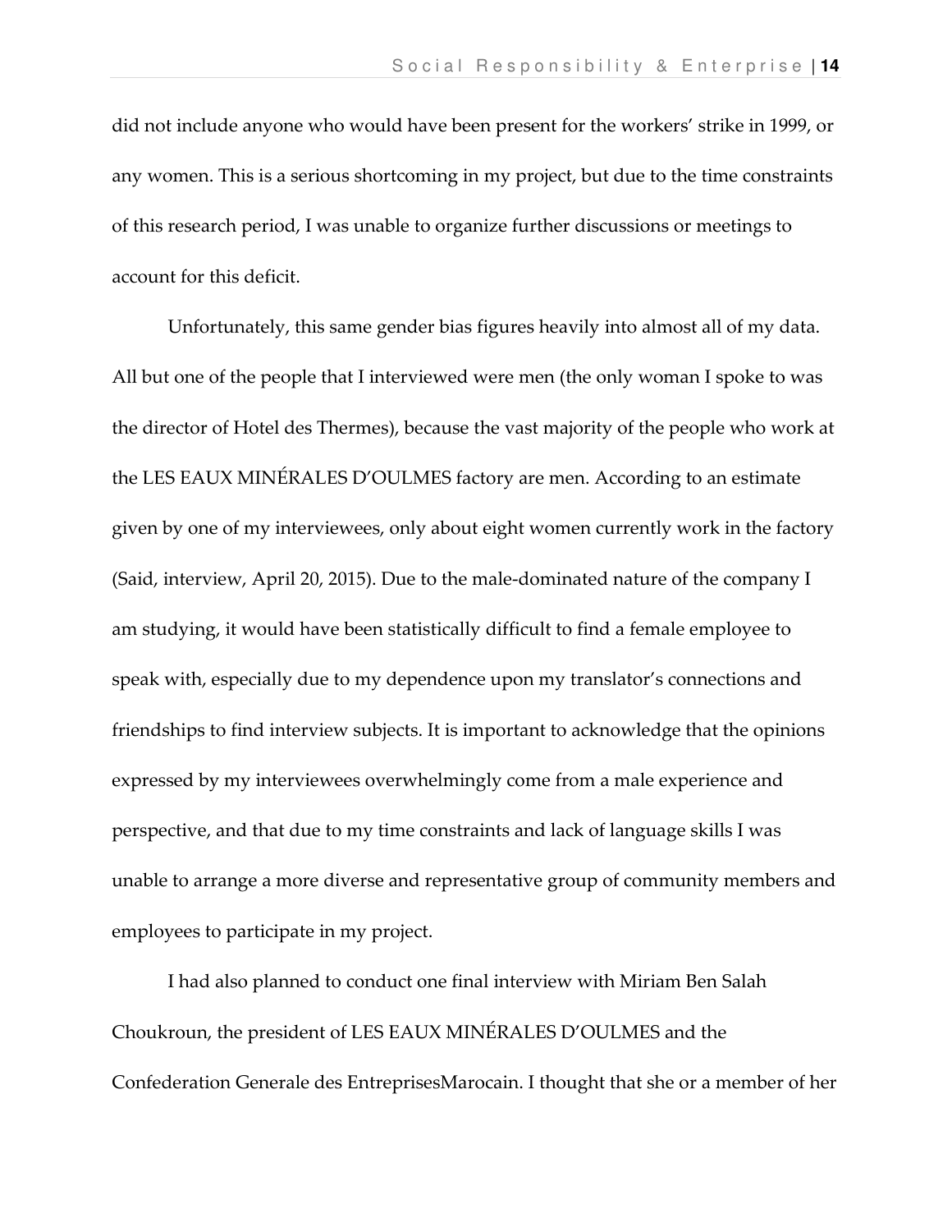did not include anyone who would have been present for the workers' strike in 1999, or any women. This is a serious shortcoming in my project, but due to the time constraints of this research period, I was unable to organize further discussions or meetings to account for this deficit.

Unfortunately, this same gender bias figures heavily into almost all of my data. All but one of the people that I interviewed were men (the only woman I spoke to was the director of Hotel des Thermes), because the vast majority of the people who work at the LES EAUX MINÉRALES D'OULMES factory are men. According to an estimate given by one of my interviewees, only about eight women currently work in the factory (Said, interview, April 20, 2015). Due to the male-dominated nature of the company I am studying, it would have been statistically difficult to find a female employee to speak with, especially due to my dependence upon my translator's connections and friendships to find interview subjects. It is important to acknowledge that the opinions expressed by my interviewees overwhelmingly come from a male experience and perspective, and that due to my time constraints and lack of language skills I was unable to arrange a more diverse and representative group of community members and employees to participate in my project.

I had also planned to conduct one final interview with Miriam Ben Salah Choukroun, the president of LES EAUX MINÉRALES D'OULMES and the Confederation Generale des EntreprisesMarocain. I thought that she or a member of her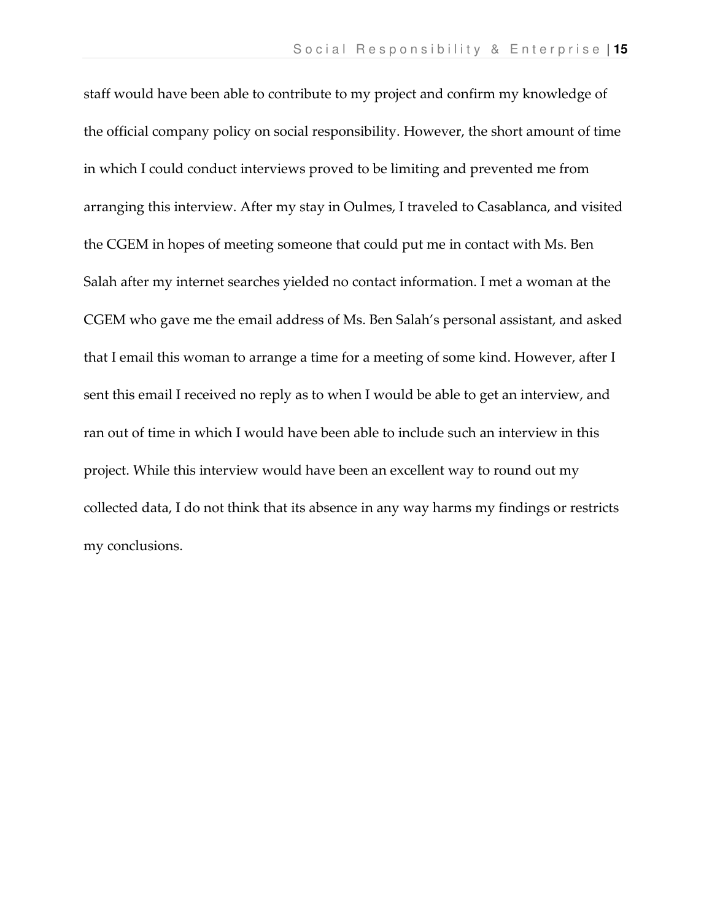staff would have been able to contribute to my project and confirm my knowledge of the official company policy on social responsibility. However, the short amount of time in which I could conduct interviews proved to be limiting and prevented me from arranging this interview. After my stay in Oulmes, I traveled to Casablanca, and visited the CGEM in hopes of meeting someone that could put me in contact with Ms. Ben Salah after my internet searches yielded no contact information. I met a woman at the CGEM who gave me the email address of Ms. Ben Salah's personal assistant, and asked that I email this woman to arrange a time for a meeting of some kind. However, after I sent this email I received no reply as to when I would be able to get an interview, and ran out of time in which I would have been able to include such an interview in this project. While this interview would have been an excellent way to round out my collected data, I do not think that its absence in any way harms my findings or restricts my conclusions.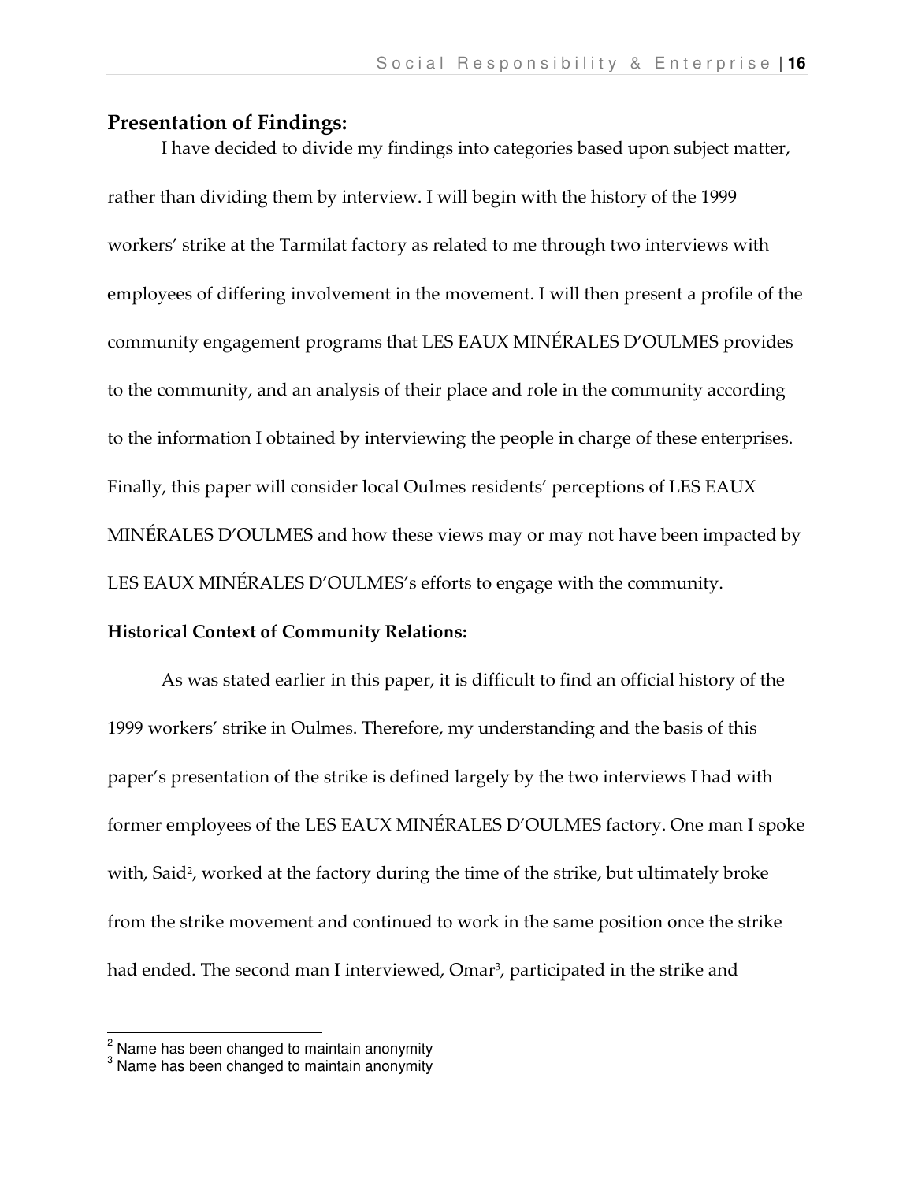## Presentation of Findings:

I have decided to divide my findings into categories based upon subject matter, rather than dividing them by interview. I will begin with the history of the 1999 workers' strike at the Tarmilat factory as related to me through two interviews with employees of differing involvement in the movement. I will then present a profile of the community engagement programs that LES EAUX MINÉRALES D'OULMES provides to the community, and an analysis of their place and role in the community according to the information I obtained by interviewing the people in charge of these enterprises. Finally, this paper will consider local Oulmes residents' perceptions of LES EAUX MINÉRALES D'OULMES and how these views may or may not have been impacted by LES EAUX MINÉRALES D'OULMES's efforts to engage with the community.

### Historical Context of Community Relations:

As was stated earlier in this paper, it is difficult to find an official history of the 1999 workers' strike in Oulmes. Therefore, my understanding and the basis of this paper's presentation of the strike is defined largely by the two interviews I had with former employees of the LES EAUX MINÉRALES D'OULMES factory. One man I spoke with, Said[2], worked at the factory during the time of the strike, but ultimately broke from the strike movement and continued to work in the same position once the strike had ended. The second man I interviewed, Omar[3], participated in the strike and

[2] Name has been changed to maintain anonymity

[3] Name has been changed to maintain anonymity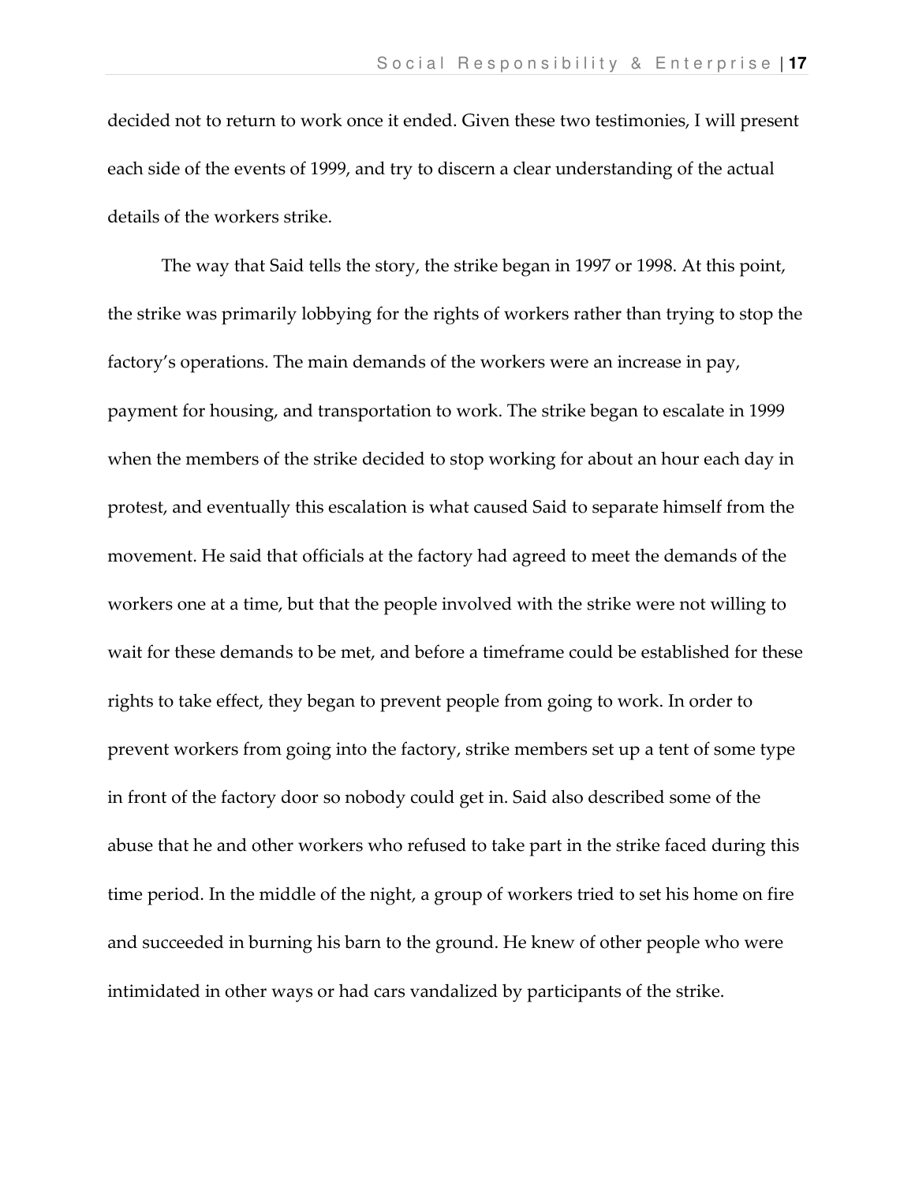decided not to return to work once it ended. Given these two testimonies, I will present each side of the events of 1999, and try to discern a clear understanding of the actual details of the workers strike.

The way that Said tells the story, the strike began in 1997 or 1998. At this point, the strike was primarily lobbying for the rights of workers rather than trying to stop the factory's operations. The main demands of the workers were an increase in pay, payment for housing, and transportation to work. The strike began to escalate in 1999 when the members of the strike decided to stop working for about an hour each day in protest, and eventually this escalation is what caused Said to separate himself from the movement. He said that officials at the factory had agreed to meet the demands of the workers one at a time, but that the people involved with the strike were not willing to wait for these demands to be met, and before a timeframe could be established for these rights to take effect, they began to prevent people from going to work. In order to prevent workers from going into the factory, strike members set up a tent of some type in front of the factory door so nobody could get in. Said also described some of the abuse that he and other workers who refused to take part in the strike faced during this time period. In the middle of the night, a group of workers tried to set his home on fire and succeeded in burning his barn to the ground. He knew of other people who were intimidated in other ways or had cars vandalized by participants of the strike.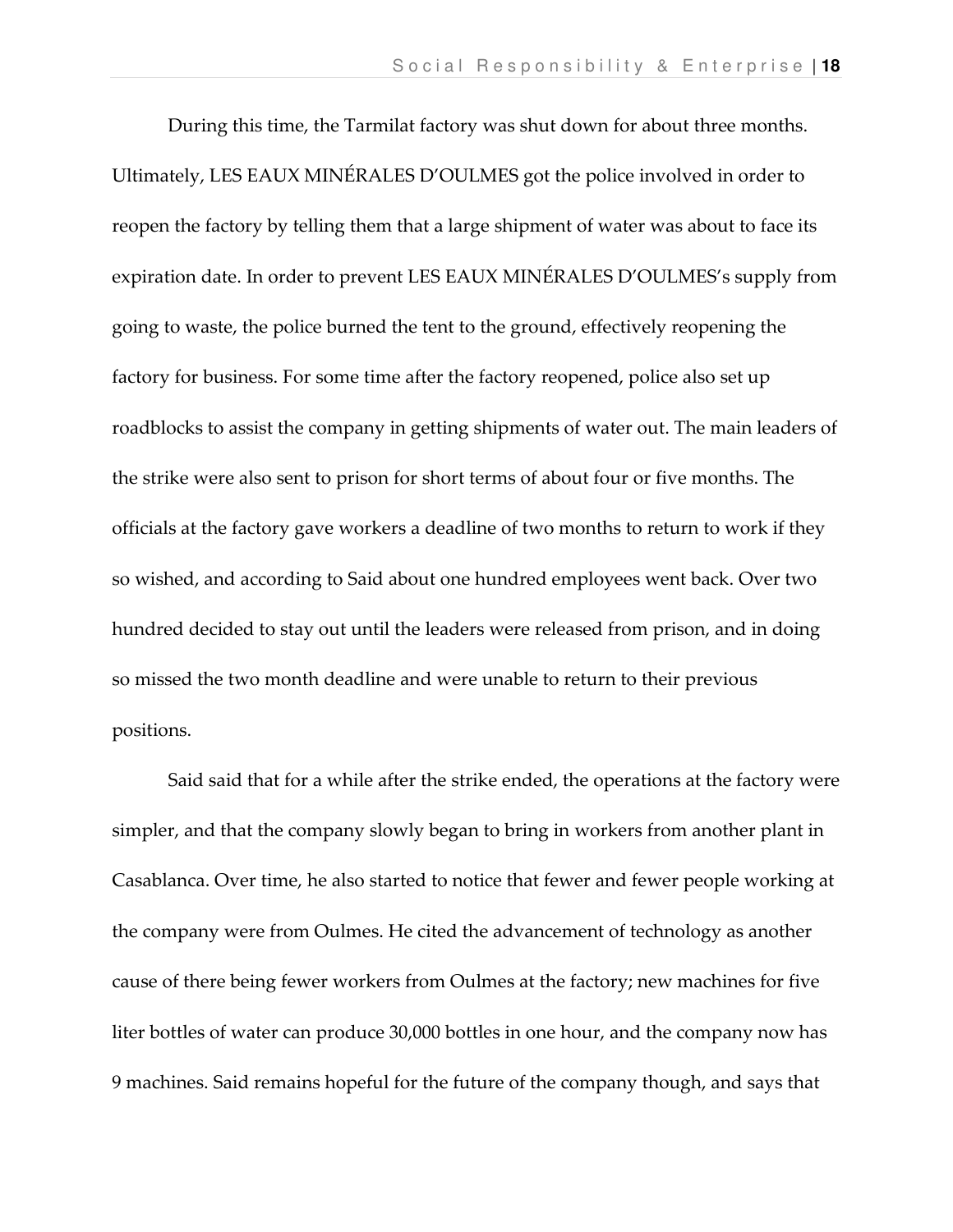During this time, the Tarmilat factory was shut down for about three months. Ultimately, LES EAUX MINÉRALES D'OULMES got the police involved in order to reopen the factory by telling them that a large shipment of water was about to face its expiration date. In order to prevent LES EAUX MINÉRALES D'OULMES's supply from going to waste, the police burned the tent to the ground, effectively reopening the factory for business. For some time after the factory reopened, police also set up roadblocks to assist the company in getting shipments of water out. The main leaders of the strike were also sent to prison for short terms of about four or five months. The officials at the factory gave workers a deadline of two months to return to work if they so wished, and according to Said about one hundred employees went back. Over two hundred decided to stay out until the leaders were released from prison, and in doing so missed the two month deadline and were unable to return to their previous positions.

Said said that for a while after the strike ended, the operations at the factory were simpler, and that the company slowly began to bring in workers from another plant in Casablanca. Over time, he also started to notice that fewer and fewer people working at the company were from Oulmes. He cited the advancement of technology as another cause of there being fewer workers from Oulmes at the factory; new machines for five liter bottles of water can produce 30,000 bottles in one hour, and the company now has 9 machines. Said remains hopeful for the future of the company though, and says that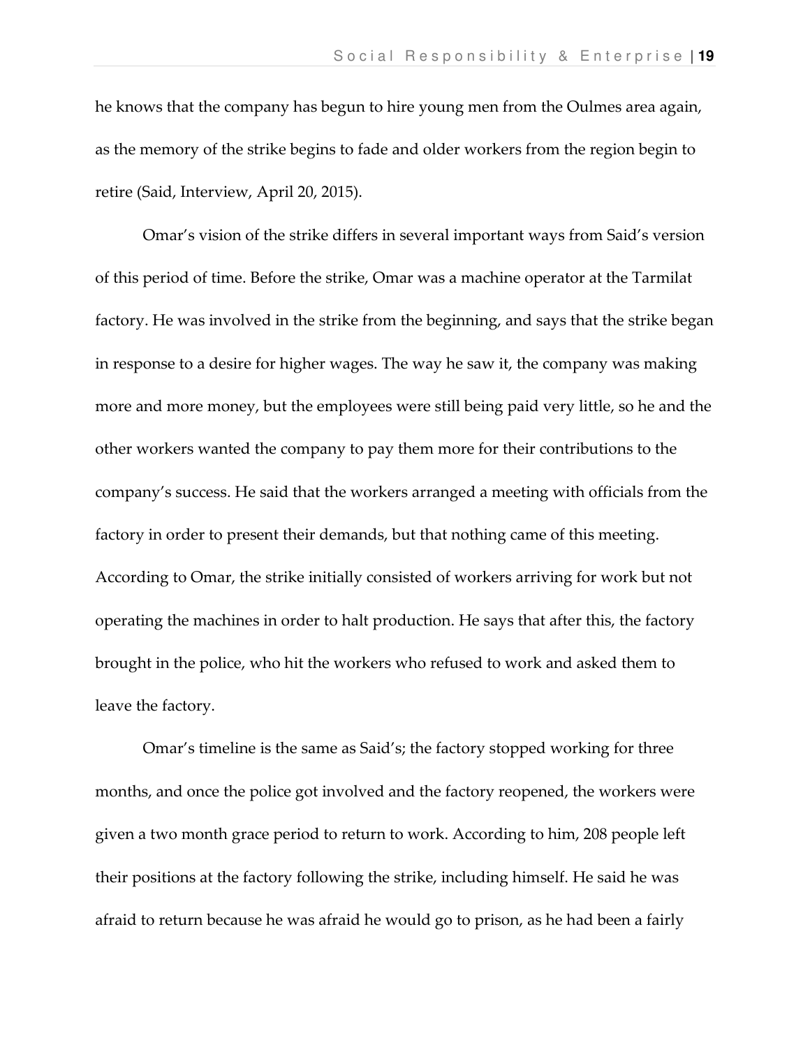he knows that the company has begun to hire young men from the Oulmes area again, as the memory of the strike begins to fade and older workers from the region begin to retire (Said, Interview, April 20, 2015).

Omar's vision of the strike differs in several important ways from Said's version of this period of time. Before the strike, Omar was a machine operator at the Tarmilat factory. He was involved in the strike from the beginning, and says that the strike began in response to a desire for higher wages. The way he saw it, the company was making more and more money, but the employees were still being paid very little, so he and the other workers wanted the company to pay them more for their contributions to the company's success. He said that the workers arranged a meeting with officials from the factory in order to present their demands, but that nothing came of this meeting. According to Omar, the strike initially consisted of workers arriving for work but not operating the machines in order to halt production. He says that after this, the factory brought in the police, who hit the workers who refused to work and asked them to leave the factory.

Omar's timeline is the same as Said's; the factory stopped working for three months, and once the police got involved and the factory reopened, the workers were given a two month grace period to return to work. According to him, 208 people left their positions at the factory following the strike, including himself. He said he was afraid to return because he was afraid he would go to prison, as he had been a fairly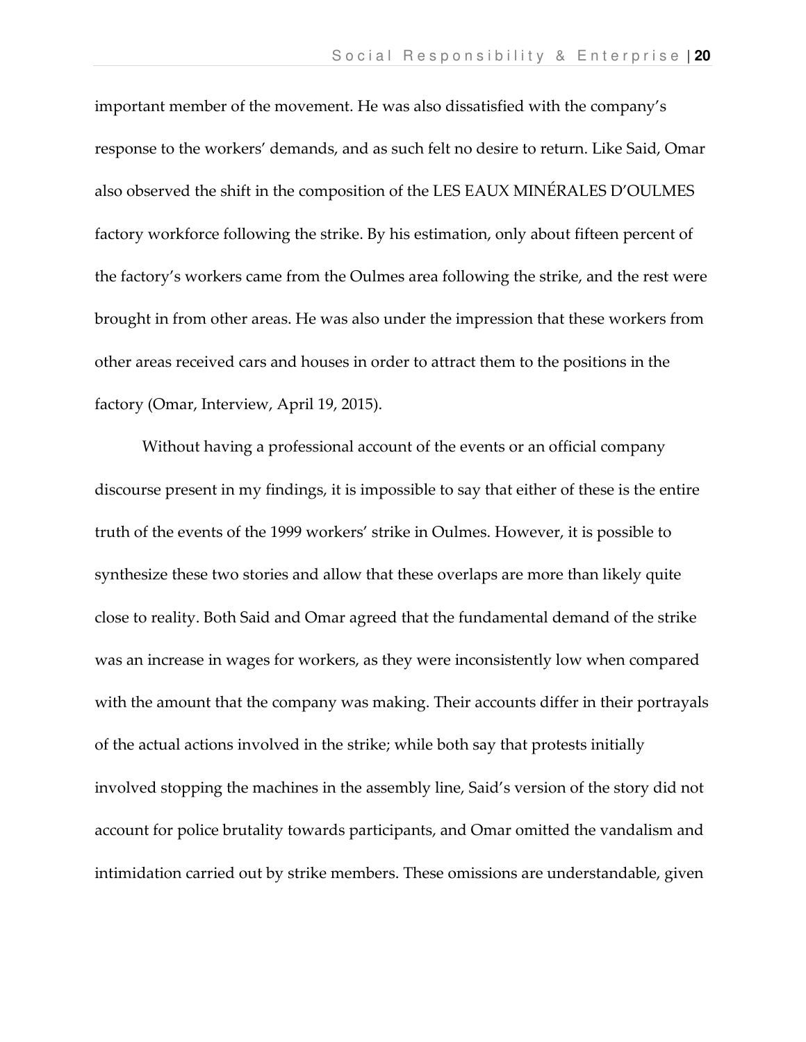important member of the movement. He was also dissatisfied with the company's response to the workers' demands, and as such felt no desire to return. Like Said, Omar also observed the shift in the composition of the LES EAUX MINÉRALES D'OULMES factory workforce following the strike. By his estimation, only about fifteen percent of the factory's workers came from the Oulmes area following the strike, and the rest were brought in from other areas. He was also under the impression that these workers from other areas received cars and houses in order to attract them to the positions in the factory (Omar, Interview, April 19, 2015).

Without having a professional account of the events or an official company discourse present in my findings, it is impossible to say that either of these is the entire truth of the events of the 1999 workers' strike in Oulmes. However, it is possible to synthesize these two stories and allow that these overlaps are more than likely quite close to reality. Both Said and Omar agreed that the fundamental demand of the strike was an increase in wages for workers, as they were inconsistently low when compared with the amount that the company was making. Their accounts differ in their portrayals of the actual actions involved in the strike; while both say that protests initially involved stopping the machines in the assembly line, Said's version of the story did not account for police brutality towards participants, and Omar omitted the vandalism and intimidation carried out by strike members. These omissions are understandable, given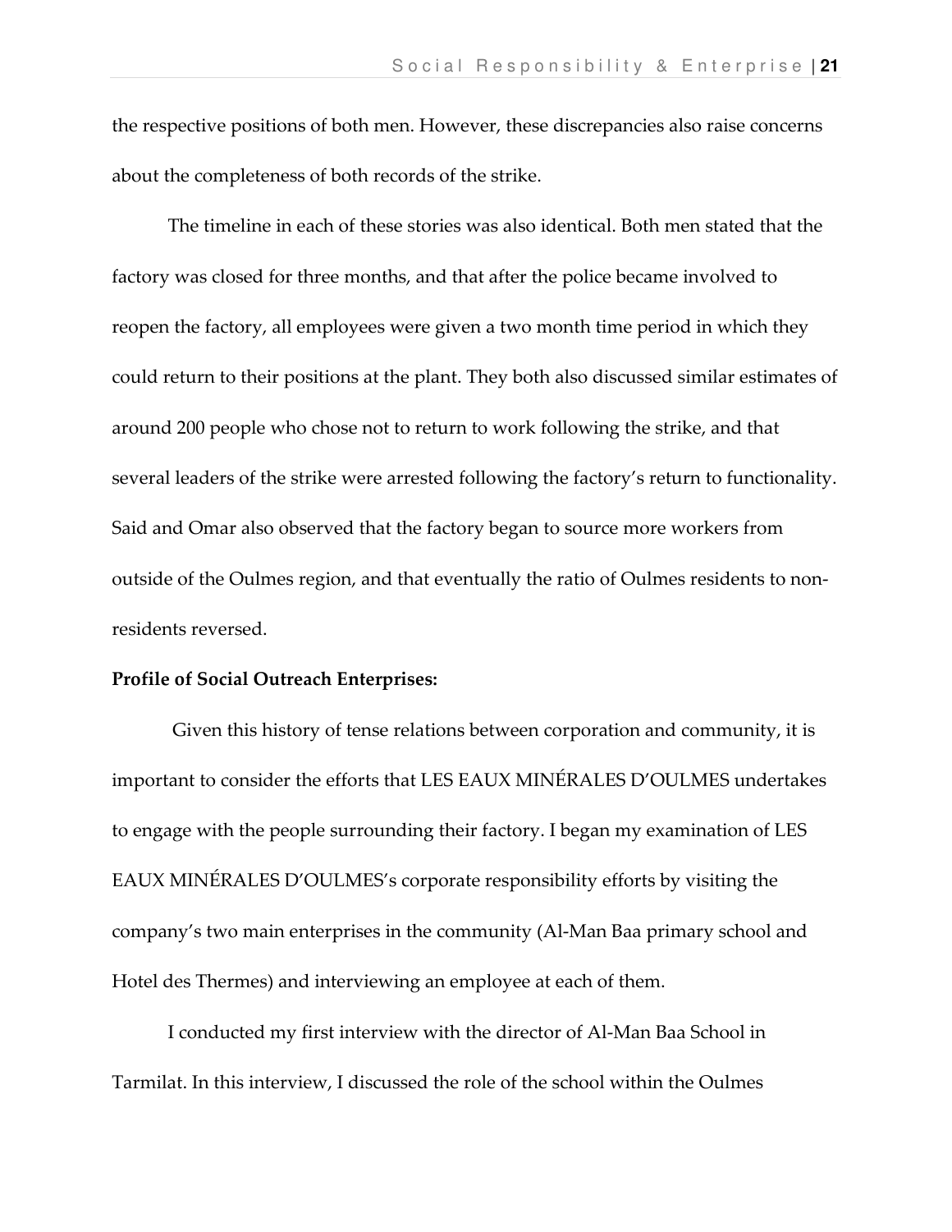the respective positions of both men. However, these discrepancies also raise concerns about the completeness of both records of the strike.

The timeline in each of these stories was also identical. Both men stated that the factory was closed for three months, and that after the police became involved to reopen the factory, all employees were given a two month time period in which they could return to their positions at the plant. They both also discussed similar estimates of around 200 people who chose not to return to work following the strike, and that several leaders of the strike were arrested following the factory's return to functionality. Said and Omar also observed that the factory began to source more workers from outside of the Oulmes region, and that eventually the ratio of Oulmes residents to non-residents reversed.

**Profile of Social Outreach Enterprises:**

Given this history of tense relations between corporation and community, it is important to consider the efforts that LES EAUX MINÉRALES D'OULMES undertakes to engage with the people surrounding their factory. I began my examination of LES EAUX MINÉRALES D'OULMES's corporate responsibility efforts by visiting the company's two main enterprises in the community (Al-Man Baa primary school and Hotel des Thermes) and interviewing an employee at each of them.

I conducted my first interview with the director of Al-Man Baa School in Tarmilat. In this interview, I discussed the role of the school within the Oulmes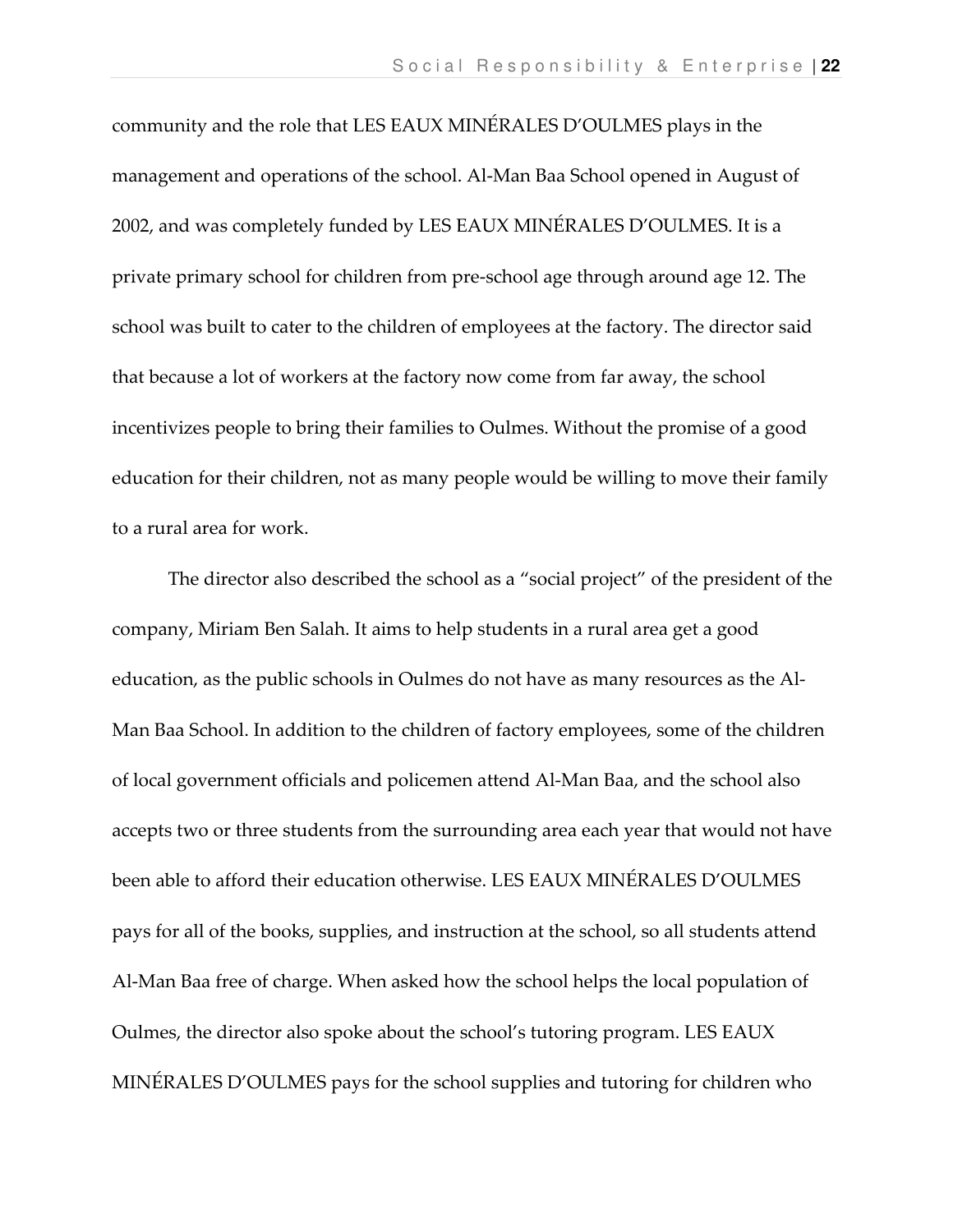community and the role that LES EAUX MINÉRALES D'OULMES plays in the management and operations of the school. Al-Man Baa School opened in August of 2002, and was completely funded by LES EAUX MINÉRALES D'OULMES. It is a private primary school for children from pre-school age through around age 12. The school was built to cater to the children of employees at the factory. The director said that because a lot of workers at the factory now come from far away, the school incentivizes people to bring their families to Oulmes. Without the promise of a good education for their children, not as many people would be willing to move their family to a rural area for work.

The director also described the school as a "social project" of the president of the company, Miriam Ben Salah. It aims to help students in a rural area get a good education, as the public schools in Oulmes do not have as many resources as the Al-Man Baa School. In addition to the children of factory employees, some of the children of local government officials and policemen attend Al-Man Baa, and the school also accepts two or three students from the surrounding area each year that would not have been able to afford their education otherwise. LES EAUX MINÉRALES D'OULMES pays for all of the books, supplies, and instruction at the school, so all students attend Al-Man Baa free of charge. When asked how the school helps the local population of Oulmes, the director also spoke about the school's tutoring program. LES EAUX MINÉRALES D'OULMES pays for the school supplies and tutoring for children who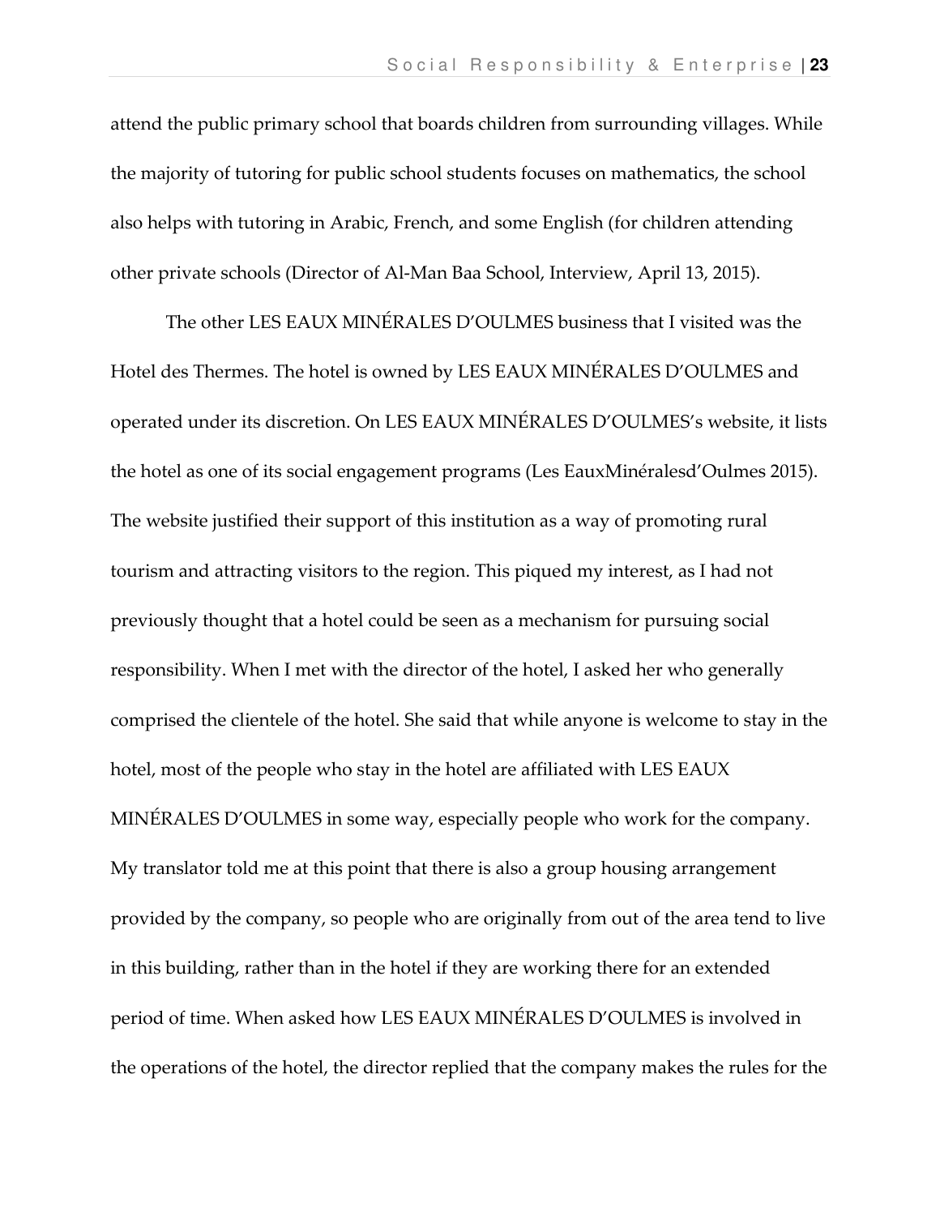attend the public primary school that boards children from surrounding villages. While the majority of tutoring for public school students focuses on mathematics, the school also helps with tutoring in Arabic, French, and some English (for children attending other private schools (Director of Al-Man Baa School, Interview, April 13, 2015).

The other LES EAUX MINÉRALES D'OULMES business that I visited was the Hotel des Thermes. The hotel is owned by LES EAUX MINÉRALES D'OULMES and operated under its discretion. On LES EAUX MINÉRALES D'OULMES's website, it lists the hotel as one of its social engagement programs (Les EauxMinéralesd'Oulmes 2015). The website justified their support of this institution as a way of promoting rural tourism and attracting visitors to the region. This piqued my interest, as I had not previously thought that a hotel could be seen as a mechanism for pursuing social responsibility. When I met with the director of the hotel, I asked her who generally comprised the clientele of the hotel. She said that while anyone is welcome to stay in the hotel, most of the people who stay in the hotel are affiliated with LES EAUX MINÉRALES D'OULMES in some way, especially people who work for the company. My translator told me at this point that there is also a group housing arrangement provided by the company, so people who are originally from out of the area tend to live in this building, rather than in the hotel if they are working there for an extended period of time. When asked how LES EAUX MINÉRALES D'OULMES is involved in the operations of the hotel, the director replied that the company makes the rules for the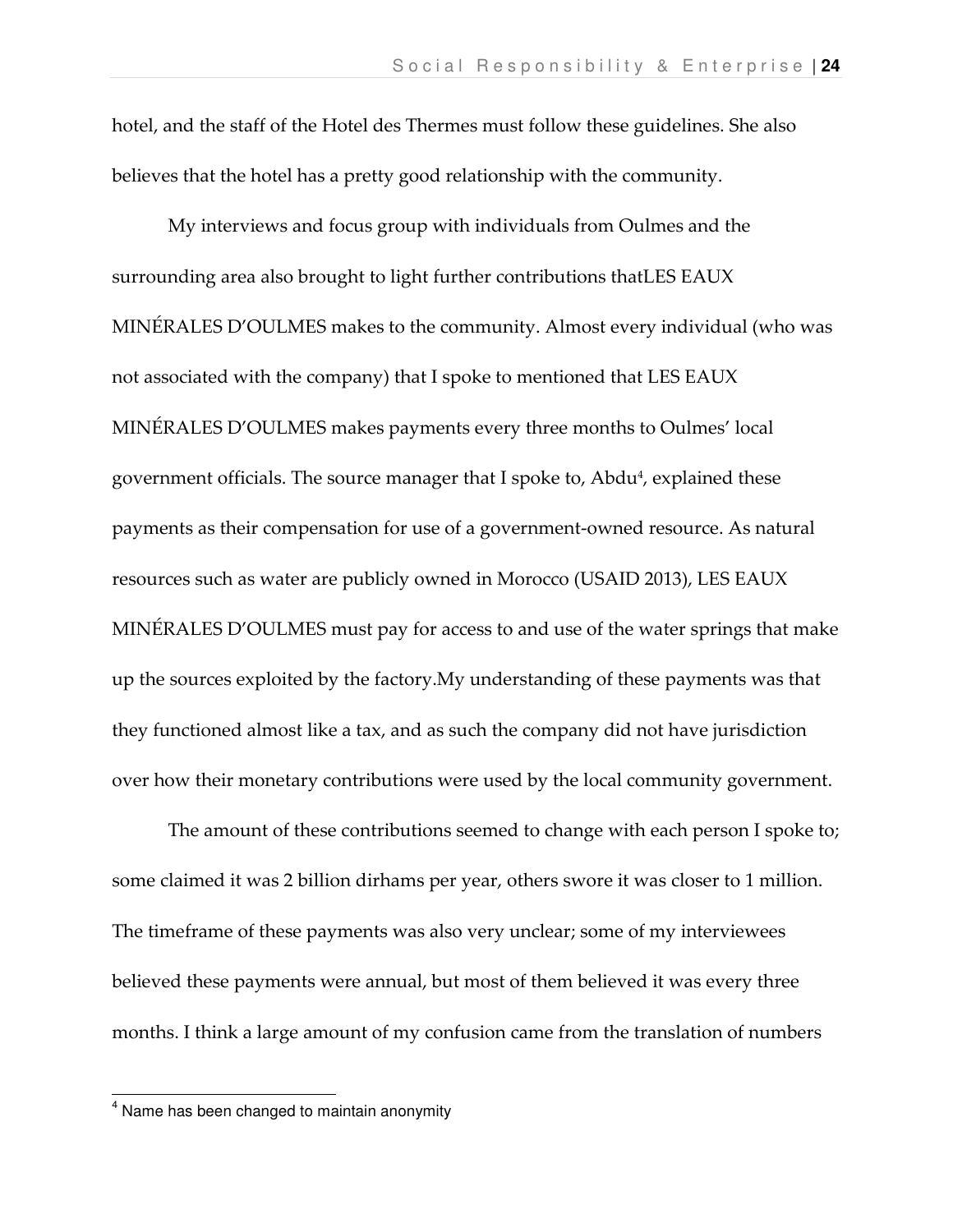hotel, and the staff of the Hotel des Thermes must follow these guidelines. She also believes that the hotel has a pretty good relationship with the community.

My interviews and focus group with individuals from Oulmes and the surrounding area also brought to light further contributions thatLES EAUX MINÉRALES D'OULMES makes to the community. Almost every individual (who was not associated with the company) that I spoke to mentioned that LES EAUX MINÉRALES D'OULMES makes payments every three months to Oulmes' local government officials. The source manager that I spoke to, Abdu[4], explained these payments as their compensation for use of a government-owned resource. As natural resources such as water are publicly owned in Morocco (USAID 2013), LES EAUX MINÉRALES D'OULMES must pay for access to and use of the water springs that make up the sources exploited by the factory.My understanding of these payments was that they functioned almost like a tax, and as such the company did not have jurisdiction over how their monetary contributions were used by the local community government.

The amount of these contributions seemed to change with each person I spoke to; some claimed it was 2 billion dirhams per year, others swore it was closer to 1 million. The timeframe of these payments was also very unclear; some of my interviewees believed these payments were annual, but most of them believed it was every three months. I think a large amount of my confusion came from the translation of numbers

[4] Name has been changed to maintain anonymity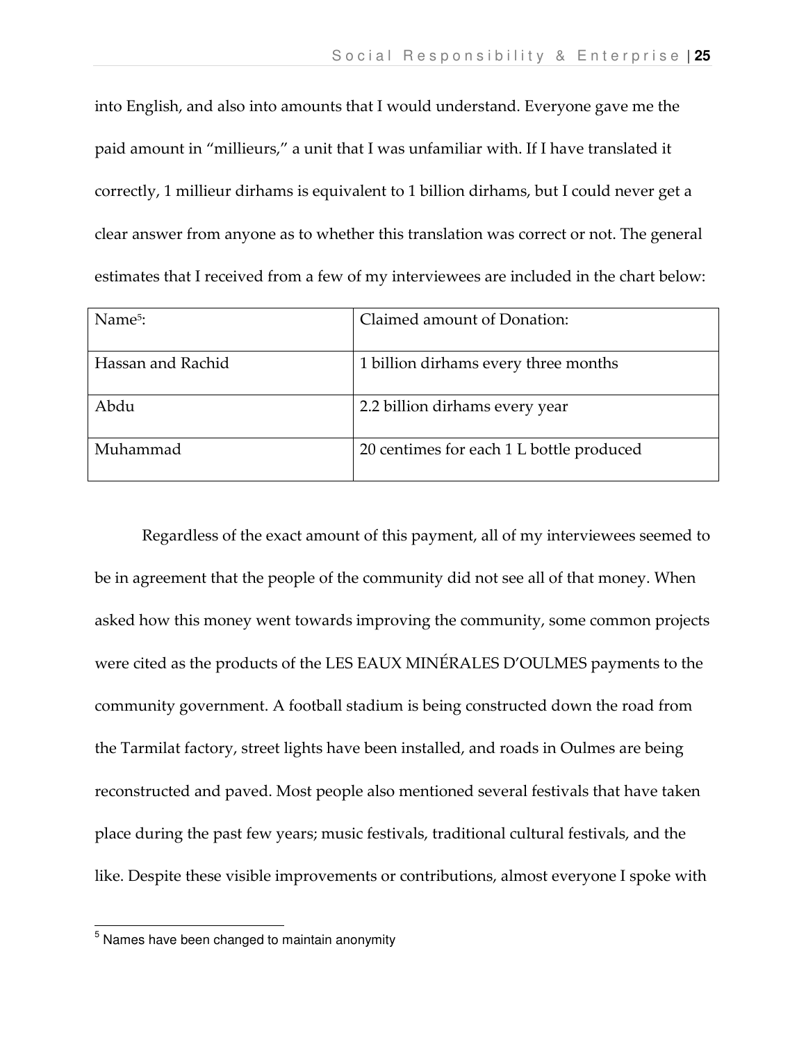into English, and also into amounts that I would understand. Everyone gave me the paid amount in "millieurs," a unit that I was unfamiliar with. If I have translated it correctly, 1 millieur dirhams is equivalent to 1 billion dirhams, but I could never get a clear answer from anyone as to whether this translation was correct or not. The general estimates that I received from a few of my interviewees are included in the chart below:

| Name[5]: | Claimed amount of Donation: |
|---|---|
| Hassan and Rachid | 1 billion dirhams every three months |
| Abdu | 2.2 billion dirhams every year |
| Muhammad | 20 centimes for each 1 L bottle produced |

Regardless of the exact amount of this payment, all of my interviewees seemed to be in agreement that the people of the community did not see all of that money. When asked how this money went towards improving the community, some common projects were cited as the products of the LES EAUX MINÉRALES D'OULMES payments to the community government. A football stadium is being constructed down the road from the Tarmilat factory, street lights have been installed, and roads in Oulmes are being reconstructed and paved. Most people also mentioned several festivals that have taken place during the past few years; music festivals, traditional cultural festivals, and the like. Despite these visible improvements or contributions, almost everyone I spoke with

[5] Names have been changed to maintain anonymity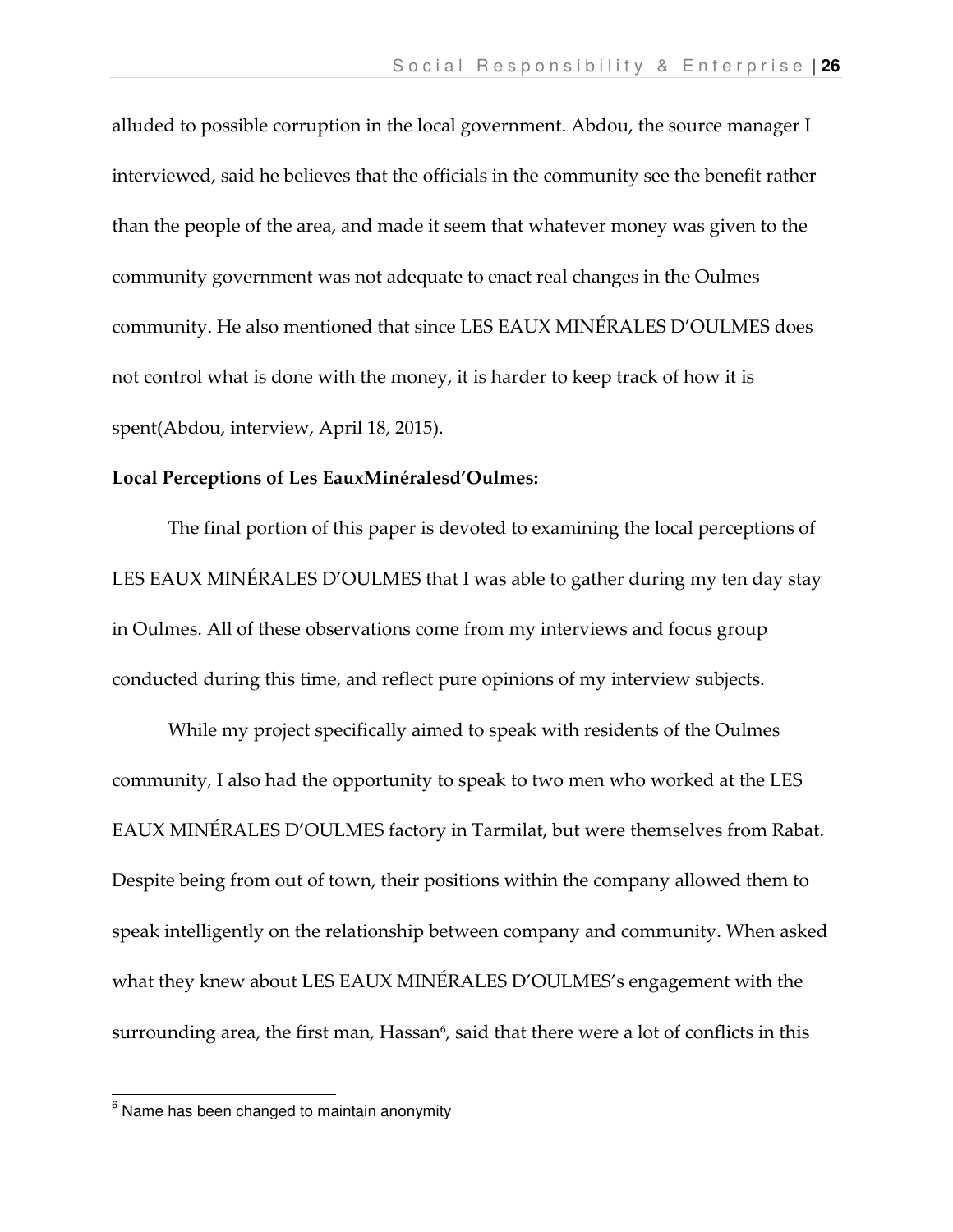alluded to possible corruption in the local government. Abdou, the source manager I interviewed, said he believes that the officials in the community see the benefit rather than the people of the area, and made it seem that whatever money was given to the community government was not adequate to enact real changes in the Oulmes community. He also mentioned that since LES EAUX MINÉRALES D'OULMES does not control what is done with the money, it is harder to keep track of how it is spent(Abdou, interview, April 18, 2015).

**Local Perceptions of Les EauxMinéralesd'Oulmes:**

The final portion of this paper is devoted to examining the local perceptions of LES EAUX MINÉRALES D'OULMES that I was able to gather during my ten day stay in Oulmes. All of these observations come from my interviews and focus group conducted during this time, and reflect pure opinions of my interview subjects.

While my project specifically aimed to speak with residents of the Oulmes community, I also had the opportunity to speak to two men who worked at the LES EAUX MINÉRALES D'OULMES factory in Tarmilat, but were themselves from Rabat. Despite being from out of town, their positions within the company allowed them to speak intelligently on the relationship between company and community. When asked what they knew about LES EAUX MINÉRALES D'OULMES's engagement with the surrounding area, the first man, Hassan[6], said that there were a lot of conflicts in this

[6] Name has been changed to maintain anonymity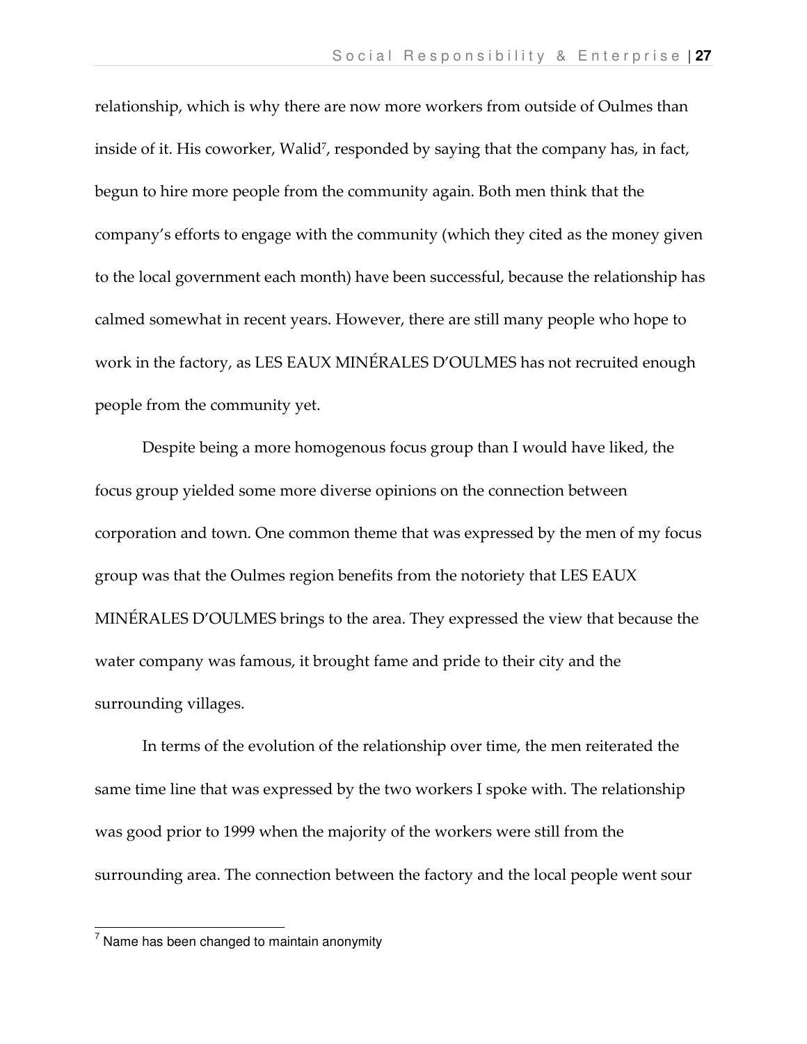relationship, which is why there are now more workers from outside of Oulmes than inside of it. His coworker, Walid[7], responded by saying that the company has, in fact, begun to hire more people from the community again. Both men think that the company's efforts to engage with the community (which they cited as the money given to the local government each month) have been successful, because the relationship has calmed somewhat in recent years. However, there are still many people who hope to work in the factory, as LES EAUX MINÉRALES D'OULMES has not recruited enough people from the community yet.

Despite being a more homogenous focus group than I would have liked, the focus group yielded some more diverse opinions on the connection between corporation and town. One common theme that was expressed by the men of my focus group was that the Oulmes region benefits from the notoriety that LES EAUX MINÉRALES D'OULMES brings to the area. They expressed the view that because the water company was famous, it brought fame and pride to their city and the surrounding villages.

In terms of the evolution of the relationship over time, the men reiterated the same time line that was expressed by the two workers I spoke with. The relationship was good prior to 1999 when the majority of the workers were still from the surrounding area. The connection between the factory and the local people went sour

[7] Name has been changed to maintain anonymity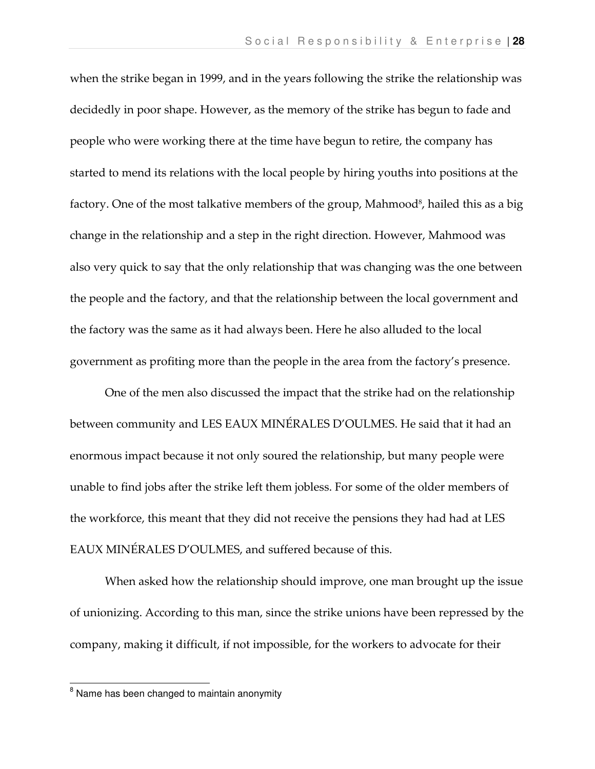when the strike began in 1999, and in the years following the strike the relationship was decidedly in poor shape. However, as the memory of the strike has begun to fade and people who were working there at the time have begun to retire, the company has started to mend its relations with the local people by hiring youths into positions at the factory. One of the most talkative members of the group, Mahmood[8], hailed this as a big change in the relationship and a step in the right direction. However, Mahmood was also very quick to say that the only relationship that was changing was the one between the people and the factory, and that the relationship between the local government and the factory was the same as it had always been. Here he also alluded to the local government as profiting more than the people in the area from the factory's presence.

One of the men also discussed the impact that the strike had on the relationship between community and LES EAUX MINÉRALES D'OULMES. He said that it had an enormous impact because it not only soured the relationship, but many people were unable to find jobs after the strike left them jobless. For some of the older members of the workforce, this meant that they did not receive the pensions they had had at LES EAUX MINÉRALES D'OULMES, and suffered because of this.

When asked how the relationship should improve, one man brought up the issue of unionizing. According to this man, since the strike unions have been repressed by the company, making it difficult, if not impossible, for the workers to advocate for their

---

[8] Name has been changed to maintain anonymity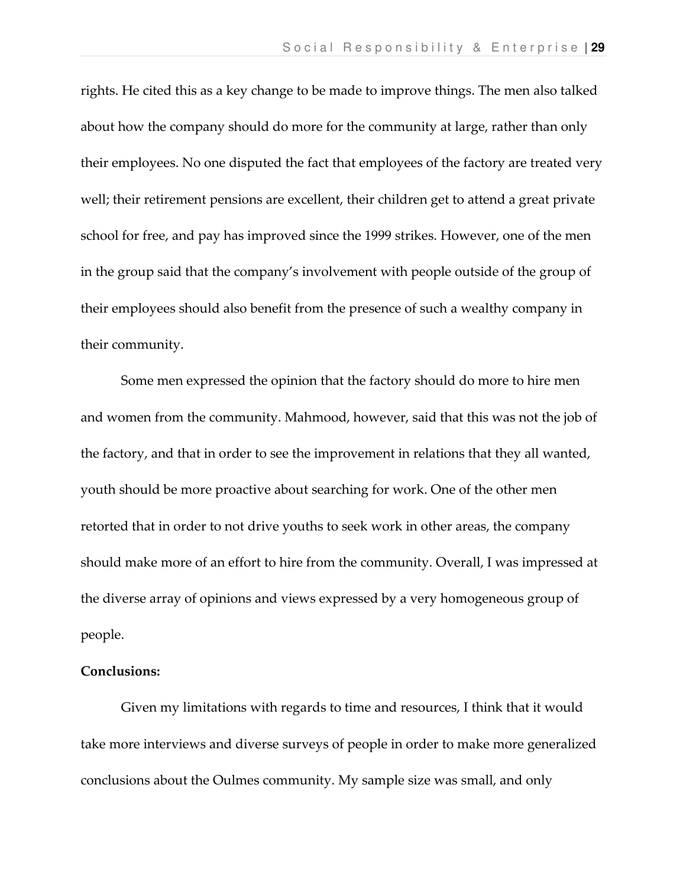rights. He cited this as a key change to be made to improve things. The men also talked about how the company should do more for the community at large, rather than only their employees. No one disputed the fact that employees of the factory are treated very well; their retirement pensions are excellent, their children get to attend a great private school for free, and pay has improved since the 1999 strikes. However, one of the men in the group said that the company's involvement with people outside of the group of their employees should also benefit from the presence of such a wealthy company in their community.

Some men expressed the opinion that the factory should do more to hire men and women from the community. Mahmood, however, said that this was not the job of the factory, and that in order to see the improvement in relations that they all wanted, youth should be more proactive about searching for work. One of the other men retorted that in order to not drive youths to seek work in other areas, the company should make more of an effort to hire from the community. Overall, I was impressed at the diverse array of opinions and views expressed by a very homogeneous group of people.

**Conclusions:**

Given my limitations with regards to time and resources, I think that it would take more interviews and diverse surveys of people in order to make more generalized conclusions about the Oulmes community. My sample size was small, and only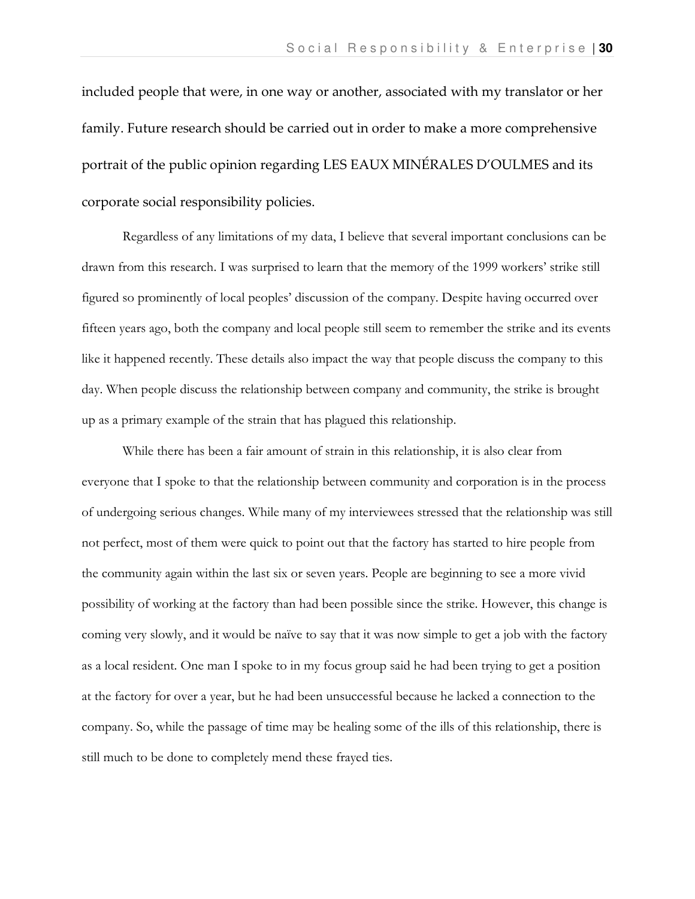included people that were, in one way or another, associated with my translator or her family. Future research should be carried out in order to make a more comprehensive portrait of the public opinion regarding LES EAUX MINÉRALES D'OULMES and its corporate social responsibility policies.

Regardless of any limitations of my data, I believe that several important conclusions can be drawn from this research. I was surprised to learn that the memory of the 1999 workers' strike still figured so prominently of local peoples' discussion of the company. Despite having occurred over fifteen years ago, both the company and local people still seem to remember the strike and its events like it happened recently. These details also impact the way that people discuss the company to this day. When people discuss the relationship between company and community, the strike is brought up as a primary example of the strain that has plagued this relationship.

While there has been a fair amount of strain in this relationship, it is also clear from everyone that I spoke to that the relationship between community and corporation is in the process of undergoing serious changes. While many of my interviewees stressed that the relationship was still not perfect, most of them were quick to point out that the factory has started to hire people from the community again within the last six or seven years. People are beginning to see a more vivid possibility of working at the factory than had been possible since the strike. However, this change is coming very slowly, and it would be naïve to say that it was now simple to get a job with the factory as a local resident. One man I spoke to in my focus group said he had been trying to get a position at the factory for over a year, but he had been unsuccessful because he lacked a connection to the company. So, while the passage of time may be healing some of the ills of this relationship, there is still much to be done to completely mend these frayed ties.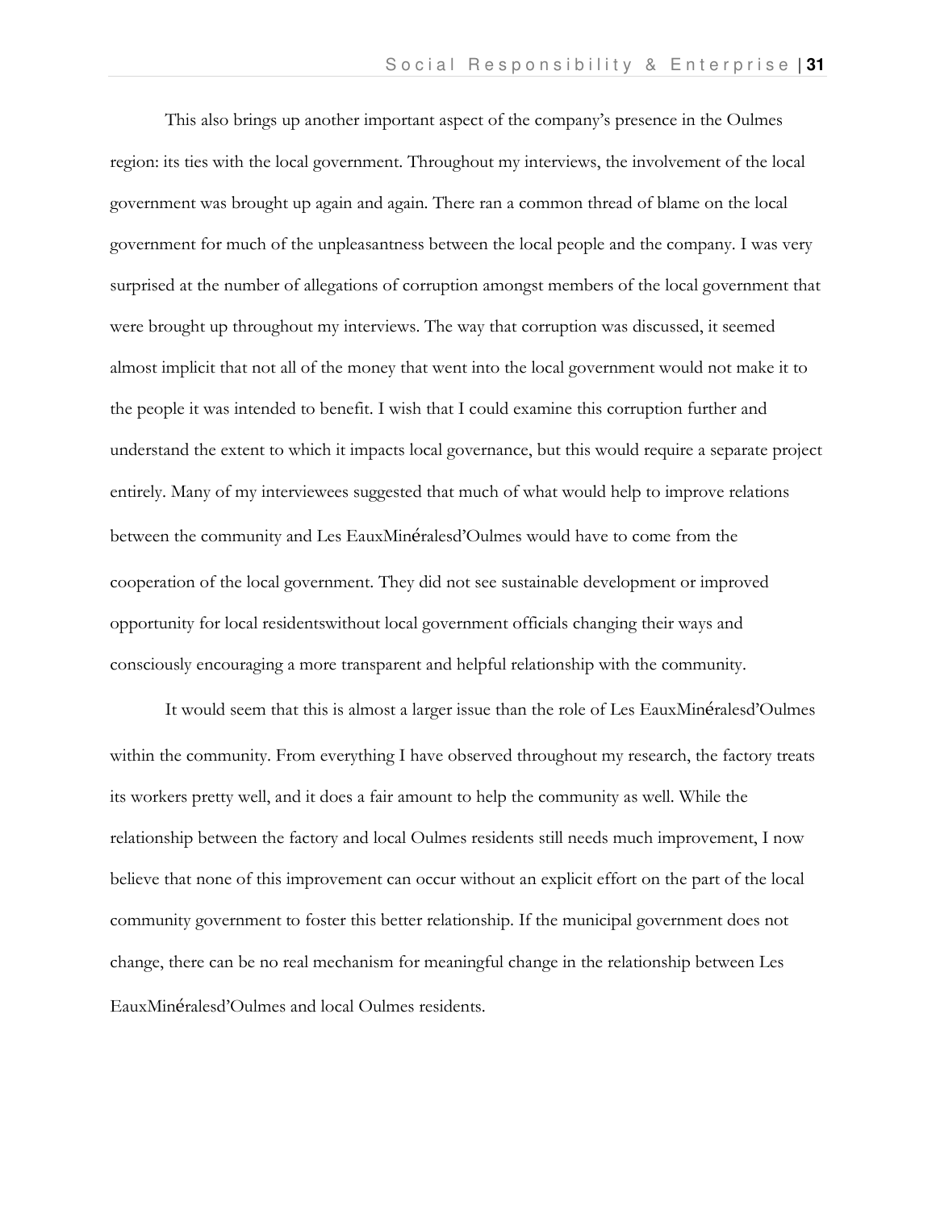This also brings up another important aspect of the company's presence in the Oulmes region: its ties with the local government. Throughout my interviews, the involvement of the local government was brought up again and again. There ran a common thread of blame on the local government for much of the unpleasantness between the local people and the company. I was very surprised at the number of allegations of corruption amongst members of the local government that were brought up throughout my interviews. The way that corruption was discussed, it seemed almost implicit that not all of the money that went into the local government would not make it to the people it was intended to benefit. I wish that I could examine this corruption further and understand the extent to which it impacts local governance, but this would require a separate project entirely. Many of my interviewees suggested that much of what would help to improve relations between the community and Les EauxMinéralesd'Oulmes would have to come from the cooperation of the local government. They did not see sustainable development or improved opportunity for local residentswithout local government officials changing their ways and consciously encouraging a more transparent and helpful relationship with the community.

It would seem that this is almost a larger issue than the role of Les EauxMinéralesd'Oulmes within the community. From everything I have observed throughout my research, the factory treats its workers pretty well, and it does a fair amount to help the community as well. While the relationship between the factory and local Oulmes residents still needs much improvement, I now believe that none of this improvement can occur without an explicit effort on the part of the local community government to foster this better relationship. If the municipal government does not change, there can be no real mechanism for meaningful change in the relationship between Les EauxMinéralesd'Oulmes and local Oulmes residents.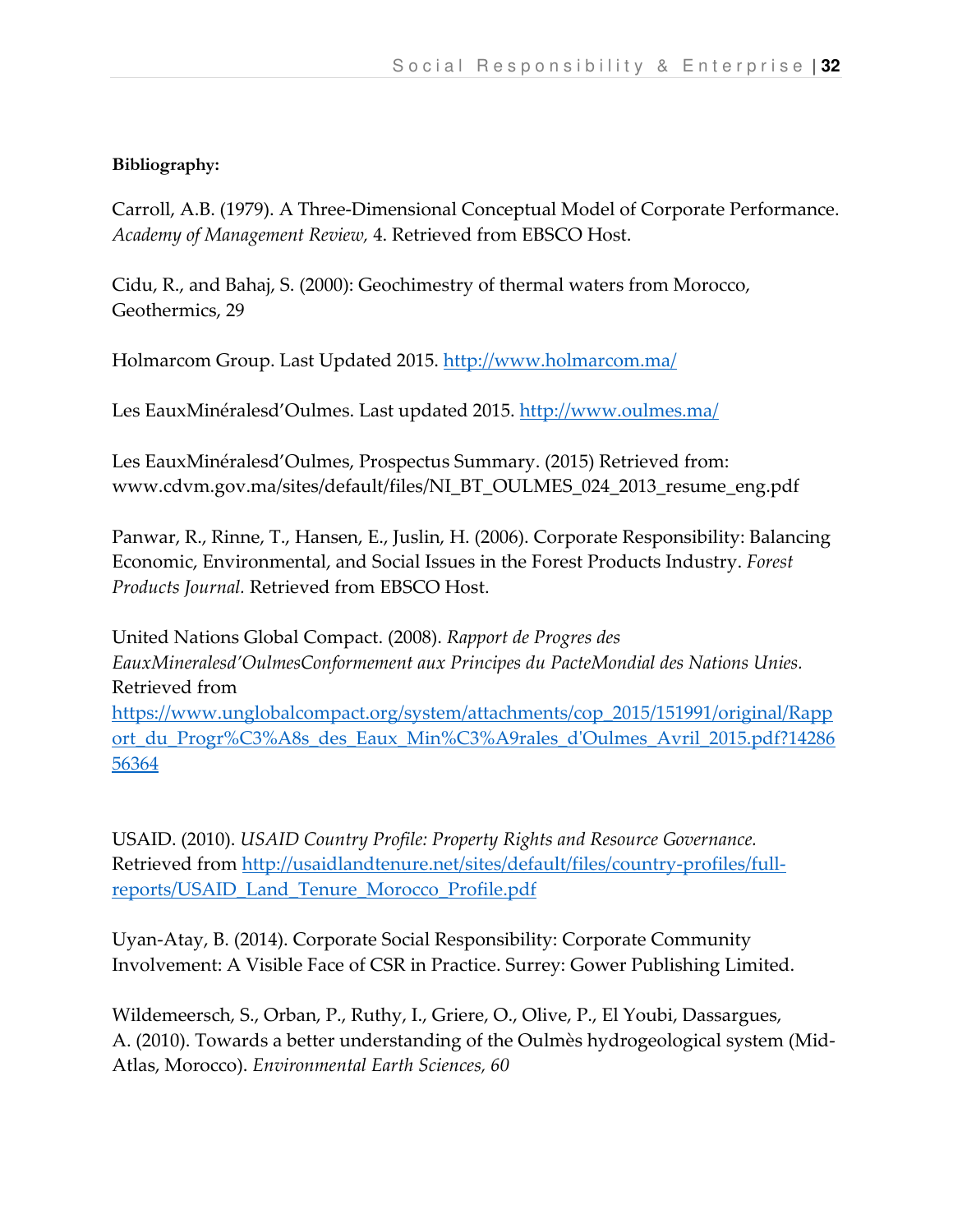**Bibliography:**

Carroll, A.B. (1979). A Three-Dimensional Conceptual Model of Corporate Performance. *Academy of Management Review,* 4. Retrieved from EBSCO Host.

Cidu, R., and Bahaj, S. (2000): Geochimestry of thermal waters from Morocco, Geothermics, 29

Holmarcom Group. Last Updated 2015. http://www.holmarcom.ma/

Les EauxMinéralesd'Oulmes. Last updated 2015. http://www.oulmes.ma/

Les EauxMinéralesd'Oulmes, Prospectus Summary. (2015) Retrieved from: www.cdvm.gov.ma/sites/default/files/NI_BT_OULMES_024_2013_resume_eng.pdf

Panwar, R., Rinne, T., Hansen, E., Juslin, H. (2006). Corporate Responsibility: Balancing Economic, Environmental, and Social Issues in the Forest Products Industry. *Forest Products Journal.* Retrieved from EBSCO Host.

United Nations Global Compact. (2008). *Rapport de Progres des EauxMineralesd'OulmesConformement aux Principes du PacteMondial des Nations Unies.* Retrieved from https://www.unglobalcompact.org/system/attachments/cop_2015/151991/original/Rapport_du_Progr%C3%A8s_des_Eaux_Min%C3%A9rales_d'Oulmes_Avril_2015.pdf?1428656364

USAID. (2010). *USAID Country Profile: Property Rights and Resource Governance.* Retrieved from http://usaidlandtenure.net/sites/default/files/country-profiles/full-reports/USAID_Land_Tenure_Morocco_Profile.pdf

Uyan-Atay, B. (2014). Corporate Social Responsibility: Corporate Community Involvement: A Visible Face of CSR in Practice. Surrey: Gower Publishing Limited.

Wildemeersch, S., Orban, P., Ruthy, I., Griere, O., Olive, P., El Youbi, Dassargues, A. (2010). Towards a better understanding of the Oulmès hydrogeological system (Mid-Atlas, Morocco). *Environmental Earth Sciences, 60*